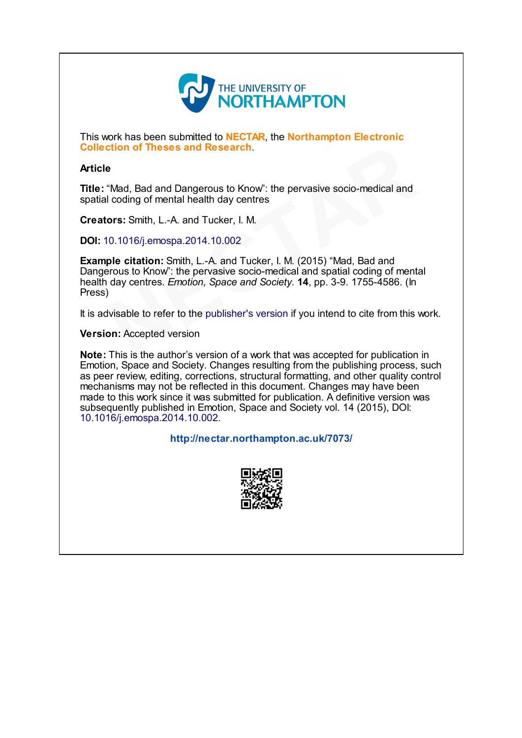THE UNIVERSITY OF NORTHAMPTON

This work has been submitted to **NECTAR**, the **Northampton Electronic Collection of Theses and Research**.

**Article**

**Title:** “Mad, Bad and Dangerous to Know”: the pervasive socio-medical and spatial coding of mental health day centres

**Creators:** Smith, L.-A. and Tucker, I. M.

**DOI:** 10.1016/j.emospa.2014.10.002

**Example citation:** Smith, L.-A. and Tucker, I. M. (2015) “Mad, Bad and Dangerous to Know”: the pervasive socio-medical and spatial coding of mental health day centres. *Emotion, Space and Society.* **14**, pp. 3-9. 1755-4586. (In Press)

It is advisable to refer to the publisher's version if you intend to cite from this work.

**Version:** Accepted version

**Note:** This is the author’s version of a work that was accepted for publication in Emotion, Space and Society. Changes resulting from the publishing process, such as peer review, editing, corrections, structural formatting, and other quality control mechanisms may not be reflected in this document. Changes may have been made to this work since it was submitted for publication. A definitive version was subsequently published in Emotion, Space and Society vol. 14 (2015), DOI: 10.1016/j.emospa.2014.10.002.

**http://nectar.northampton.ac.uk/7073/**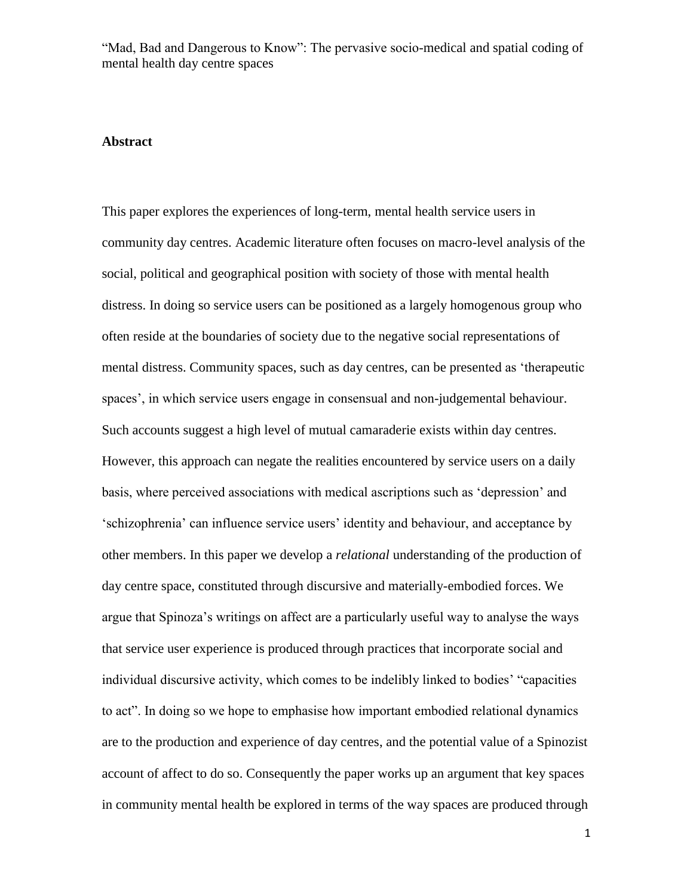“Mad, Bad and Dangerous to Know”: The pervasive socio-medical and spatial coding of mental health day centre spaces

## Abstract

This paper explores the experiences of long-term, mental health service users in community day centres. Academic literature often focuses on macro-level analysis of the social, political and geographical position with society of those with mental health distress. In doing so service users can be positioned as a largely homogenous group who often reside at the boundaries of society due to the negative social representations of mental distress. Community spaces, such as day centres, can be presented as ‘therapeutic spaces’, in which service users engage in consensual and non-judgemental behaviour. Such accounts suggest a high level of mutual camaraderie exists within day centres. However, this approach can negate the realities encountered by service users on a daily basis, where perceived associations with medical ascriptions such as ‘depression’ and ‘schizophrenia’ can influence service users’ identity and behaviour, and acceptance by other members. In this paper we develop a *relational* understanding of the production of day centre space, constituted through discursive and materially-embodied forces. We argue that Spinoza’s writings on affect are a particularly useful way to analyse the ways that service user experience is produced through practices that incorporate social and individual discursive activity, which comes to be indelibly linked to bodies’ “capacities to act”. In doing so we hope to emphasise how important embodied relational dynamics are to the production and experience of day centres, and the potential value of a Spinozist account of affect to do so. Consequently the paper works up an argument that key spaces in community mental health be explored in terms of the way spaces are produced through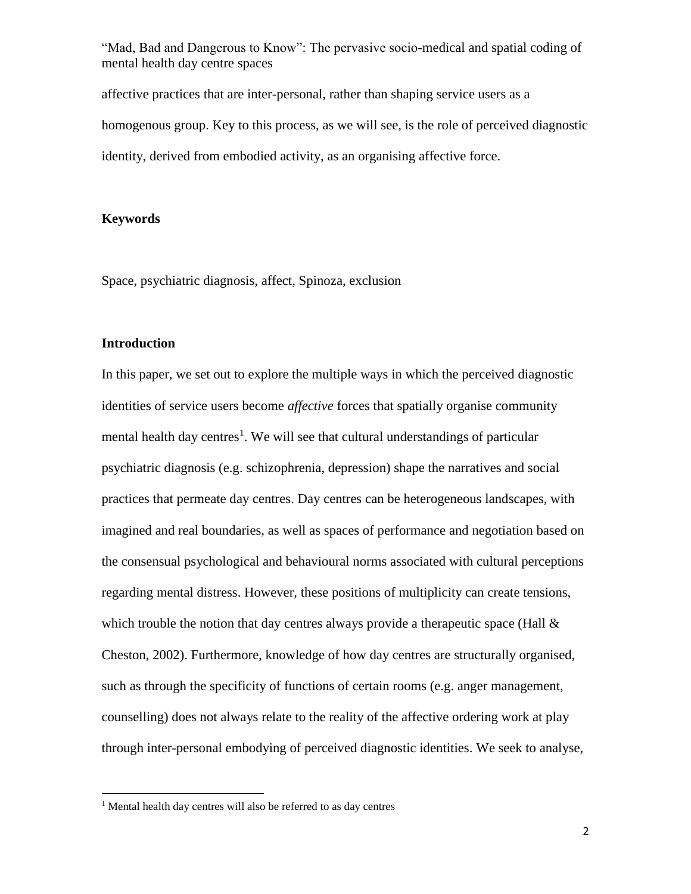affective practices that are inter-personal, rather than shaping service users as a homogenous group. Key to this process, as we will see, is the role of perceived diagnostic identity, derived from embodied activity, as an organising affective force.

**Keywords**

Space, psychiatric diagnosis, affect, Spinoza, exclusion

## Introduction

In this paper, we set out to explore the multiple ways in which the perceived diagnostic identities of service users become *affective* forces that spatially organise community mental health day centres[1]. We will see that cultural understandings of particular psychiatric diagnosis (e.g. schizophrenia, depression) shape the narratives and social practices that permeate day centres. Day centres can be heterogeneous landscapes, with imagined and real boundaries, as well as spaces of performance and negotiation based on the consensual psychological and behavioural norms associated with cultural perceptions regarding mental distress. However, these positions of multiplicity can create tensions, which trouble the notion that day centres always provide a therapeutic space (Hall & Cheston, 2002). Furthermore, knowledge of how day centres are structurally organised, such as through the specificity of functions of certain rooms (e.g. anger management, counselling) does not always relate to the reality of the affective ordering work at play through inter-personal embodying of perceived diagnostic identities. We seek to analyse,

[1] Mental health day centres will also be referred to as day centres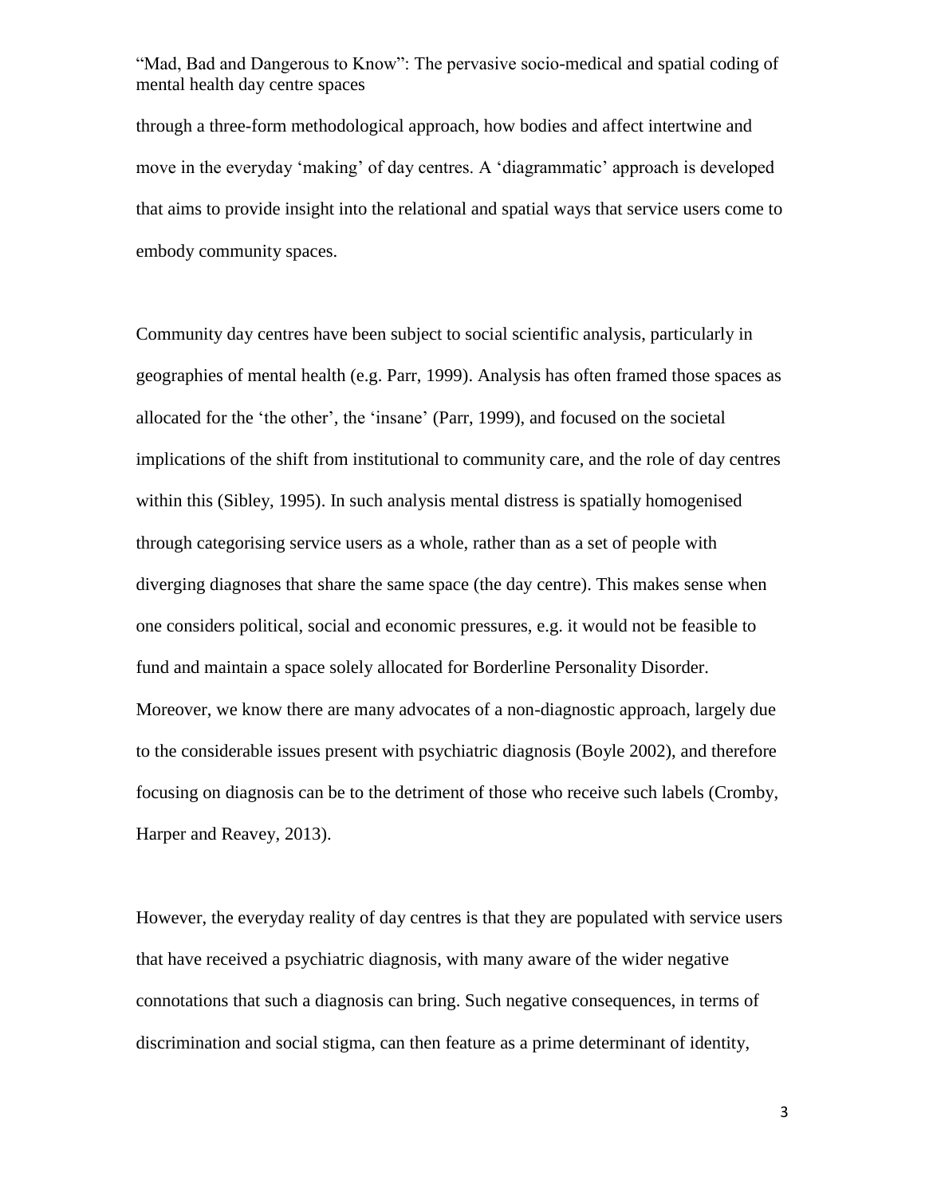through a three-form methodological approach, how bodies and affect intertwine and move in the everyday 'making' of day centres. A 'diagrammatic' approach is developed that aims to provide insight into the relational and spatial ways that service users come to embody community spaces.

Community day centres have been subject to social scientific analysis, particularly in geographies of mental health (e.g. Parr, 1999). Analysis has often framed those spaces as allocated for the 'the other', the 'insane' (Parr, 1999), and focused on the societal implications of the shift from institutional to community care, and the role of day centres within this (Sibley, 1995). In such analysis mental distress is spatially homogenised through categorising service users as a whole, rather than as a set of people with diverging diagnoses that share the same space (the day centre). This makes sense when one considers political, social and economic pressures, e.g. it would not be feasible to fund and maintain a space solely allocated for Borderline Personality Disorder. Moreover, we know there are many advocates of a non-diagnostic approach, largely due to the considerable issues present with psychiatric diagnosis (Boyle 2002), and therefore focusing on diagnosis can be to the detriment of those who receive such labels (Cromby, Harper and Reavey, 2013).

However, the everyday reality of day centres is that they are populated with service users that have received a psychiatric diagnosis, with many aware of the wider negative connotations that such a diagnosis can bring. Such negative consequences, in terms of discrimination and social stigma, can then feature as a prime determinant of identity,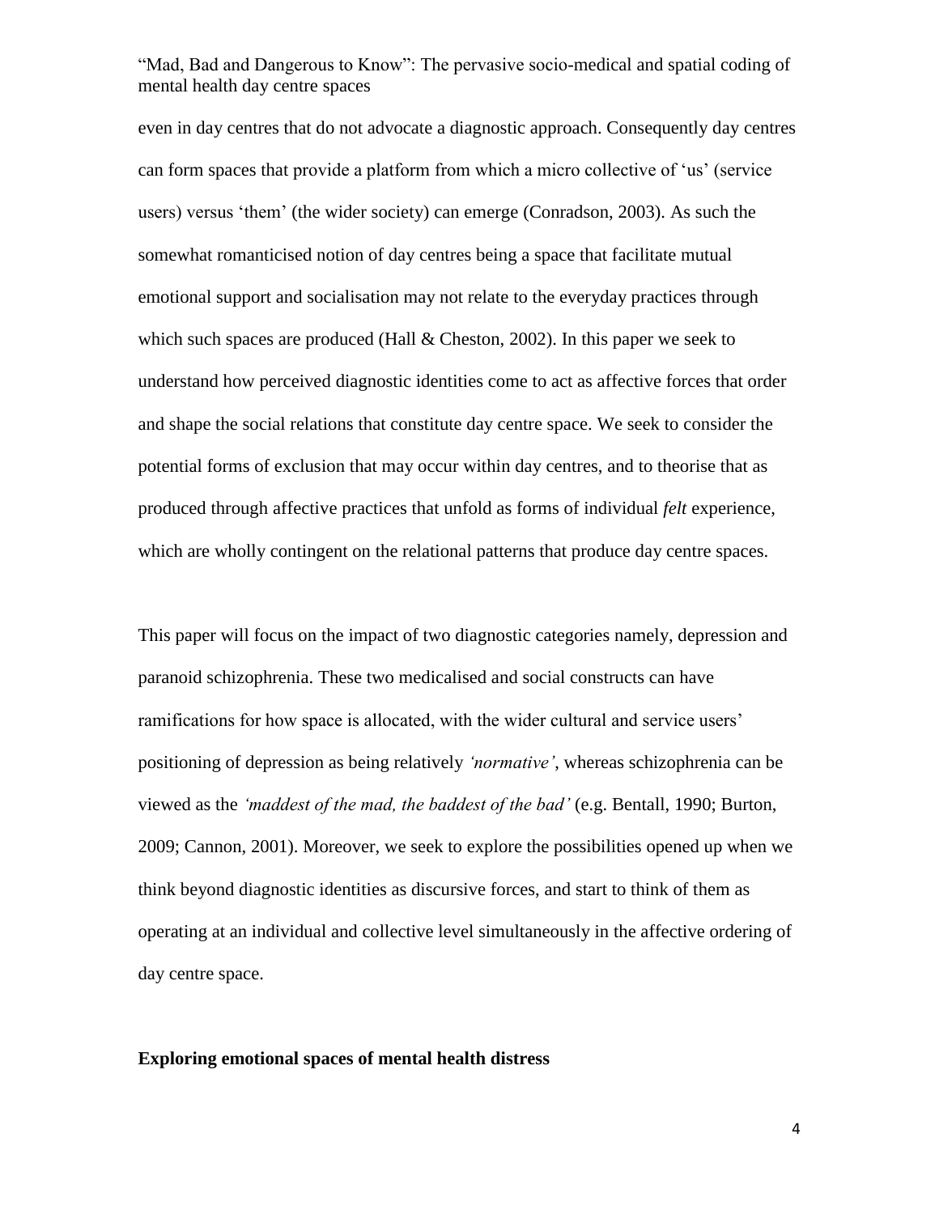even in day centres that do not advocate a diagnostic approach. Consequently day centres can form spaces that provide a platform from which a micro collective of 'us' (service users) versus 'them' (the wider society) can emerge (Conradson, 2003). As such the somewhat romanticised notion of day centres being a space that facilitate mutual emotional support and socialisation may not relate to the everyday practices through which such spaces are produced (Hall & Cheston, 2002). In this paper we seek to understand how perceived diagnostic identities come to act as affective forces that order and shape the social relations that constitute day centre space. We seek to consider the potential forms of exclusion that may occur within day centres, and to theorise that as produced through affective practices that unfold as forms of individual *felt* experience, which are wholly contingent on the relational patterns that produce day centre spaces.

This paper will focus on the impact of two diagnostic categories namely, depression and paranoid schizophrenia. These two medicalised and social constructs can have ramifications for how space is allocated, with the wider cultural and service users' positioning of depression as being relatively *'normative'*, whereas schizophrenia can be viewed as the *'maddest of the mad, the baddest of the bad'* (e.g. Bentall, 1990; Burton, 2009; Cannon, 2001). Moreover, we seek to explore the possibilities opened up when we think beyond diagnostic identities as discursive forces, and start to think of them as operating at an individual and collective level simultaneously in the affective ordering of day centre space.

**Exploring emotional spaces of mental health distress**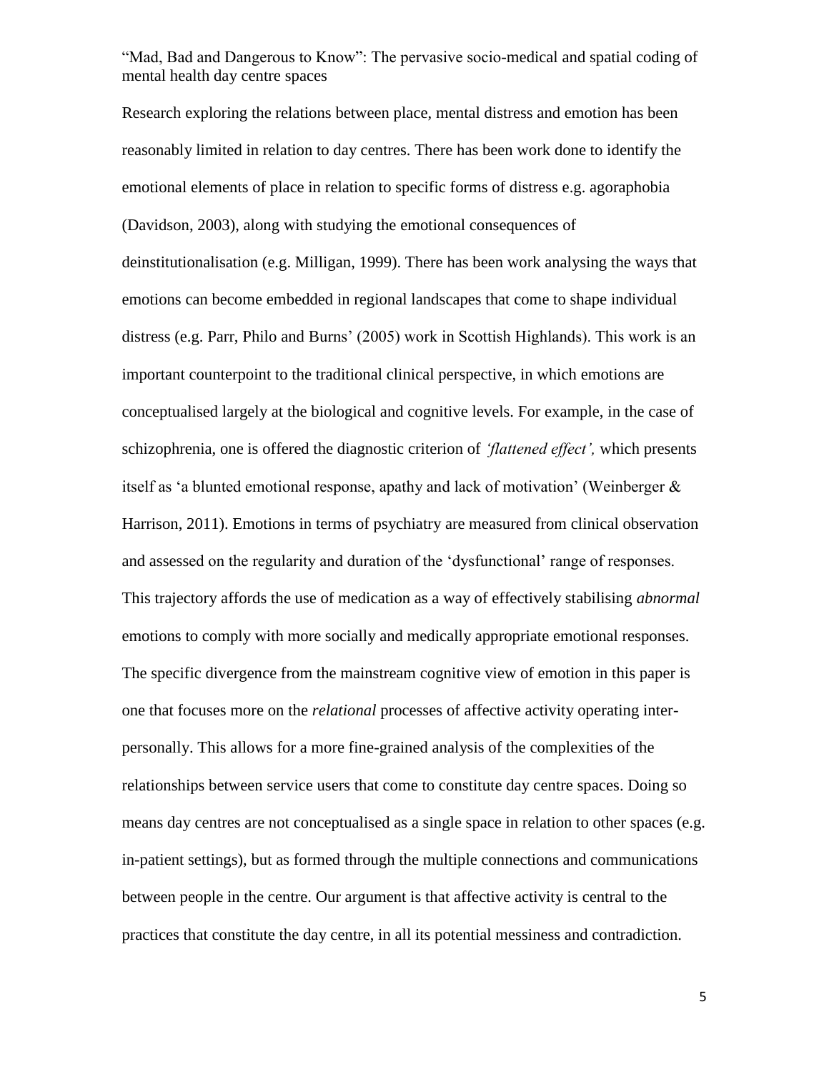Research exploring the relations between place, mental distress and emotion has been reasonably limited in relation to day centres. There has been work done to identify the emotional elements of place in relation to specific forms of distress e.g. agoraphobia (Davidson, 2003), along with studying the emotional consequences of deinstitutionalisation (e.g. Milligan, 1999). There has been work analysing the ways that emotions can become embedded in regional landscapes that come to shape individual distress (e.g. Parr, Philo and Burns' (2005) work in Scottish Highlands). This work is an important counterpoint to the traditional clinical perspective, in which emotions are conceptualised largely at the biological and cognitive levels. For example, in the case of schizophrenia, one is offered the diagnostic criterion of *'flattened effect',* which presents itself as 'a blunted emotional response, apathy and lack of motivation' (Weinberger & Harrison, 2011). Emotions in terms of psychiatry are measured from clinical observation and assessed on the regularity and duration of the 'dysfunctional' range of responses. This trajectory affords the use of medication as a way of effectively stabilising *abnormal* emotions to comply with more socially and medically appropriate emotional responses. The specific divergence from the mainstream cognitive view of emotion in this paper is one that focuses more on the *relational* processes of affective activity operating inter-personally. This allows for a more fine-grained analysis of the complexities of the relationships between service users that come to constitute day centre spaces. Doing so means day centres are not conceptualised as a single space in relation to other spaces (e.g. in-patient settings), but as formed through the multiple connections and communications between people in the centre. Our argument is that affective activity is central to the practices that constitute the day centre, in all its potential messiness and contradiction.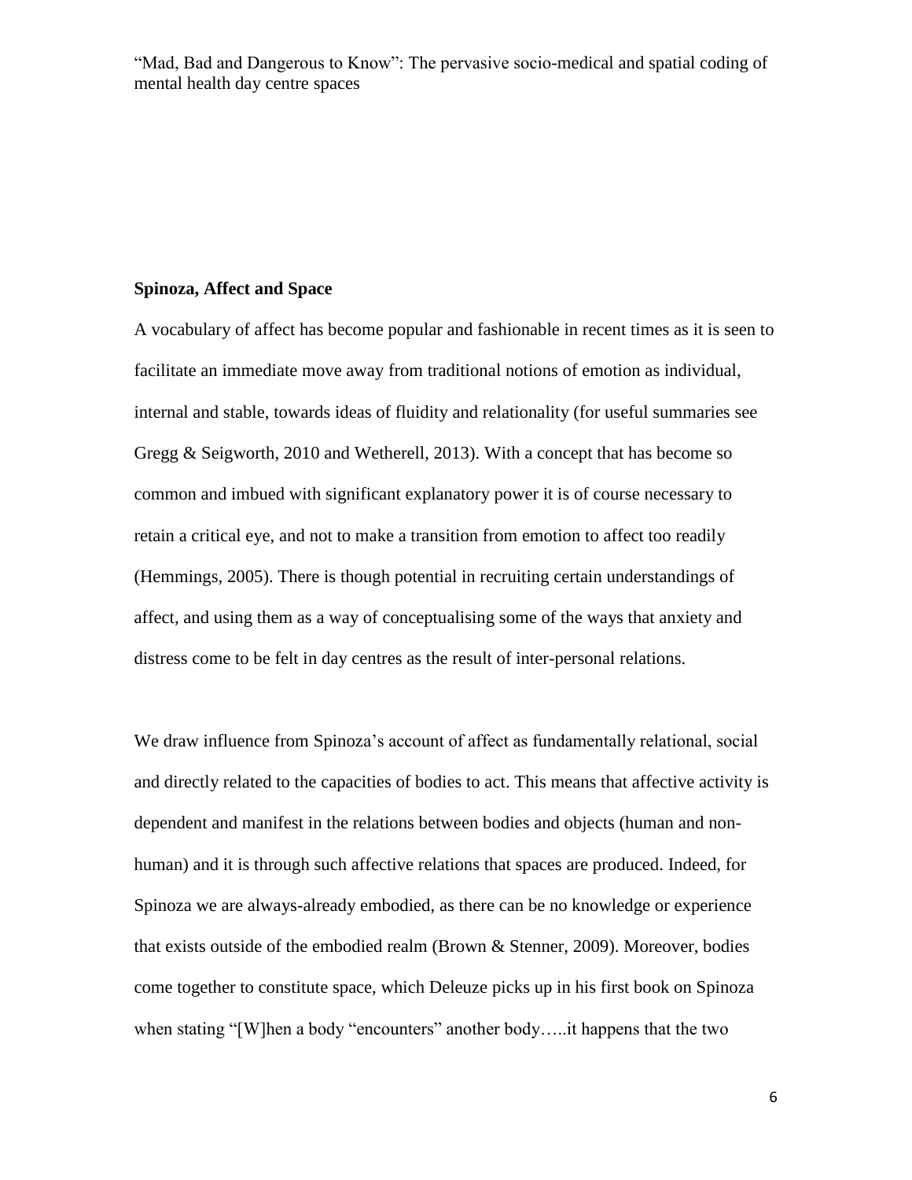## Spinoza, Affect and Space

A vocabulary of affect has become popular and fashionable in recent times as it is seen to facilitate an immediate move away from traditional notions of emotion as individual, internal and stable, towards ideas of fluidity and relationality (for useful summaries see Gregg & Seigworth, 2010 and Wetherell, 2013). With a concept that has become so common and imbued with significant explanatory power it is of course necessary to retain a critical eye, and not to make a transition from emotion to affect too readily (Hemmings, 2005). There is though potential in recruiting certain understandings of affect, and using them as a way of conceptualising some of the ways that anxiety and distress come to be felt in day centres as the result of inter-personal relations.

We draw influence from Spinoza's account of affect as fundamentally relational, social and directly related to the capacities of bodies to act. This means that affective activity is dependent and manifest in the relations between bodies and objects (human and non-human) and it is through such affective relations that spaces are produced. Indeed, for Spinoza we are always-already embodied, as there can be no knowledge or experience that exists outside of the embodied realm (Brown & Stenner, 2009). Moreover, bodies come together to constitute space, which Deleuze picks up in his first book on Spinoza when stating "[W]hen a body "encounters" another body…..it happens that the two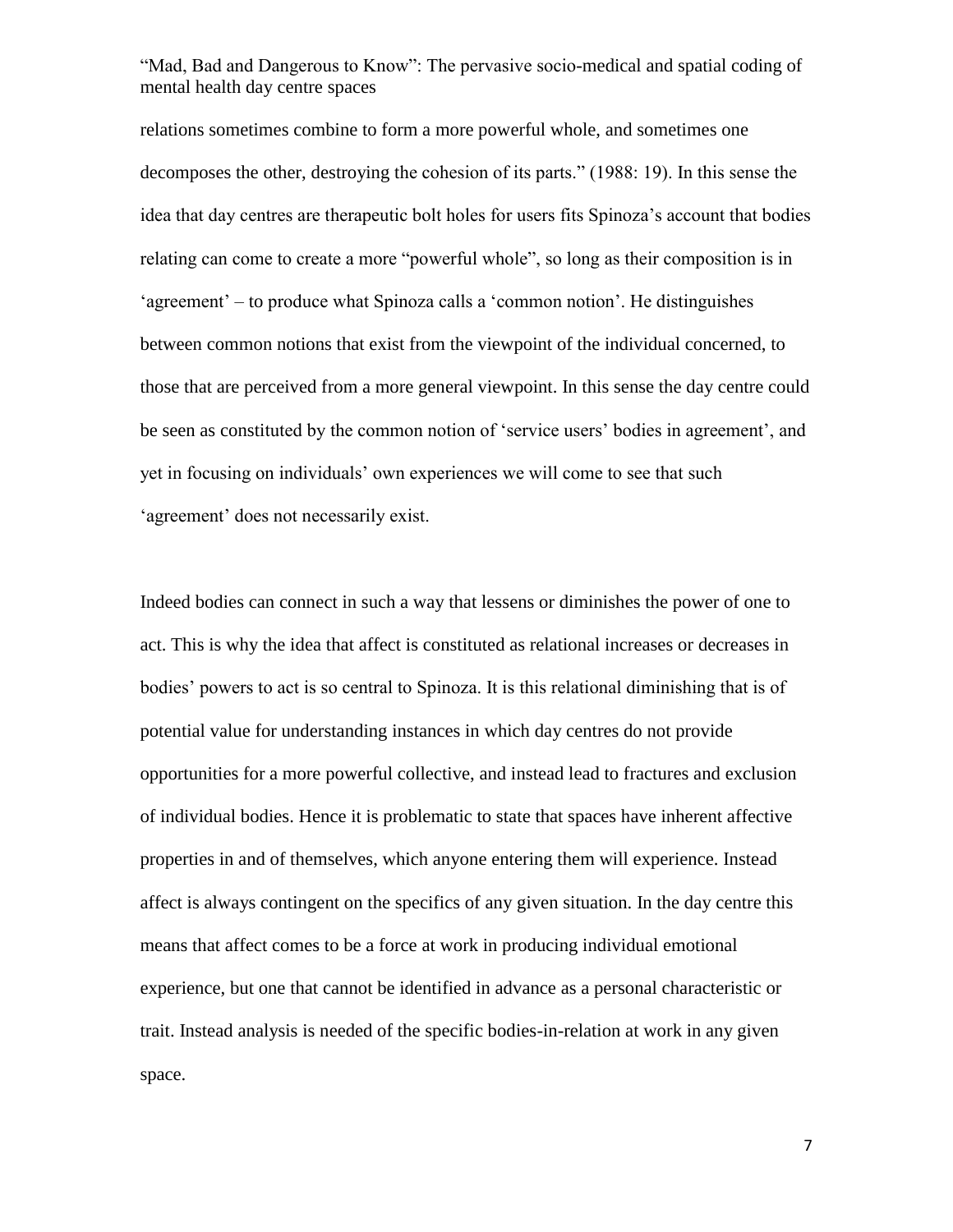relations sometimes combine to form a more powerful whole, and sometimes one decomposes the other, destroying the cohesion of its parts." (1988: 19). In this sense the idea that day centres are therapeutic bolt holes for users fits Spinoza's account that bodies relating can come to create a more "powerful whole", so long as their composition is in 'agreement' – to produce what Spinoza calls a 'common notion'. He distinguishes between common notions that exist from the viewpoint of the individual concerned, to those that are perceived from a more general viewpoint. In this sense the day centre could be seen as constituted by the common notion of 'service users' bodies in agreement', and yet in focusing on individuals' own experiences we will come to see that such 'agreement' does not necessarily exist.

Indeed bodies can connect in such a way that lessens or diminishes the power of one to act. This is why the idea that affect is constituted as relational increases or decreases in bodies' powers to act is so central to Spinoza. It is this relational diminishing that is of potential value for understanding instances in which day centres do not provide opportunities for a more powerful collective, and instead lead to fractures and exclusion of individual bodies. Hence it is problematic to state that spaces have inherent affective properties in and of themselves, which anyone entering them will experience. Instead affect is always contingent on the specifics of any given situation. In the day centre this means that affect comes to be a force at work in producing individual emotional experience, but one that cannot be identified in advance as a personal characteristic or trait. Instead analysis is needed of the specific bodies-in-relation at work in any given space.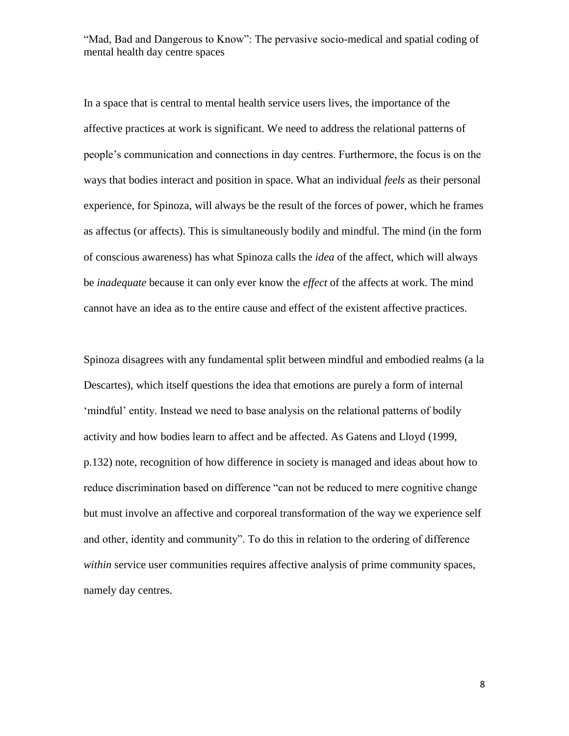In a space that is central to mental health service users lives, the importance of the affective practices at work is significant. We need to address the relational patterns of people's communication and connections in day centres. Furthermore, the focus is on the ways that bodies interact and position in space. What an individual *feels* as their personal experience, for Spinoza, will always be the result of the forces of power, which he frames as affectus (or affects). This is simultaneously bodily and mindful. The mind (in the form of conscious awareness) has what Spinoza calls the *idea* of the affect, which will always be *inadequate* because it can only ever know the *effect* of the affects at work. The mind cannot have an idea as to the entire cause and effect of the existent affective practices.

Spinoza disagrees with any fundamental split between mindful and embodied realms (a la Descartes), which itself questions the idea that emotions are purely a form of internal 'mindful' entity. Instead we need to base analysis on the relational patterns of bodily activity and how bodies learn to affect and be affected. As Gatens and Lloyd (1999, p.132) note, recognition of how difference in society is managed and ideas about how to reduce discrimination based on difference "can not be reduced to mere cognitive change but must involve an affective and corporeal transformation of the way we experience self and other, identity and community". To do this in relation to the ordering of difference *within* service user communities requires affective analysis of prime community spaces, namely day centres.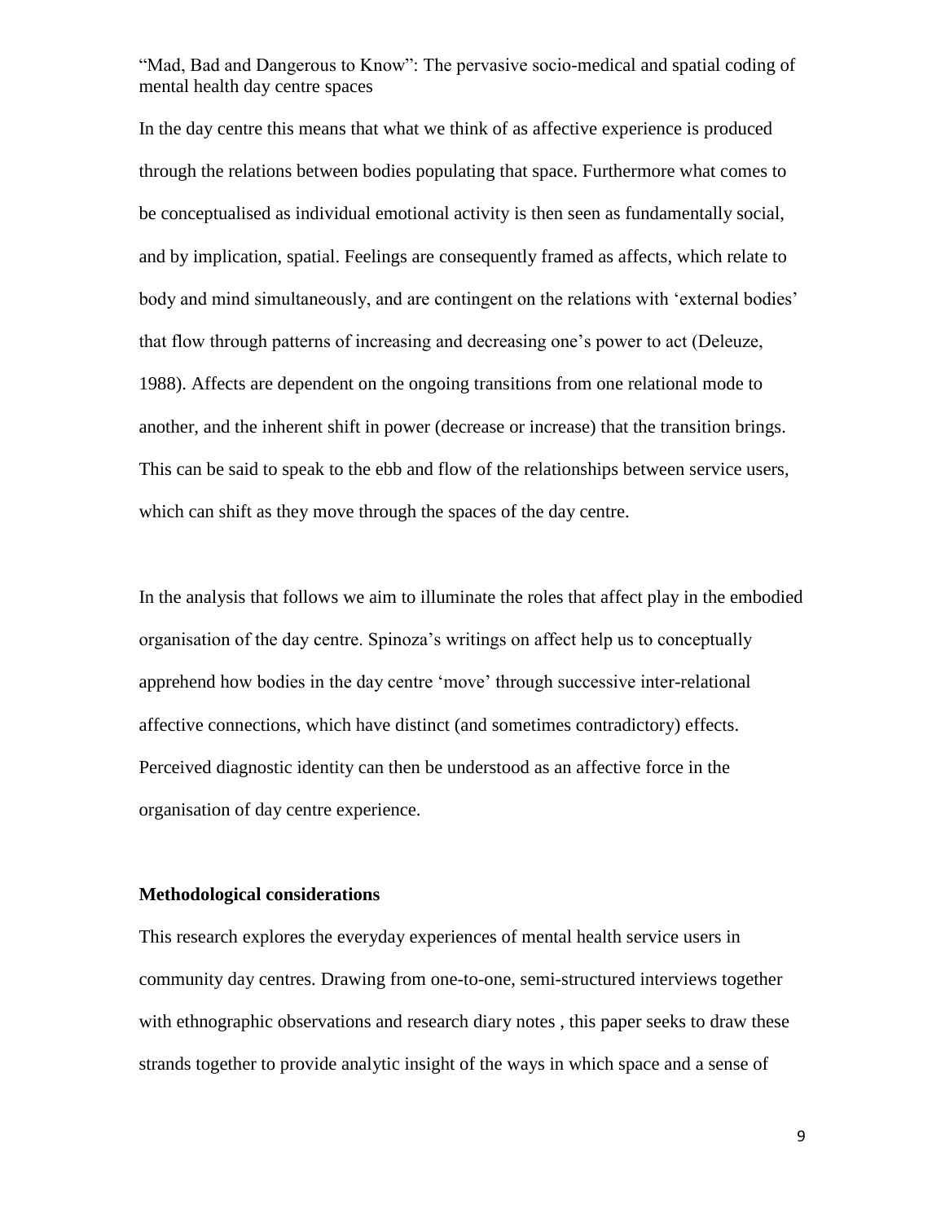In the day centre this means that what we think of as affective experience is produced through the relations between bodies populating that space. Furthermore what comes to be conceptualised as individual emotional activity is then seen as fundamentally social, and by implication, spatial. Feelings are consequently framed as affects, which relate to body and mind simultaneously, and are contingent on the relations with 'external bodies' that flow through patterns of increasing and decreasing one's power to act (Deleuze, 1988). Affects are dependent on the ongoing transitions from one relational mode to another, and the inherent shift in power (decrease or increase) that the transition brings. This can be said to speak to the ebb and flow of the relationships between service users, which can shift as they move through the spaces of the day centre.

In the analysis that follows we aim to illuminate the roles that affect play in the embodied organisation of the day centre. Spinoza's writings on affect help us to conceptually apprehend how bodies in the day centre 'move' through successive inter-relational affective connections, which have distinct (and sometimes contradictory) effects. Perceived diagnostic identity can then be understood as an affective force in the organisation of day centre experience.

## Methodological considerations

This research explores the everyday experiences of mental health service users in community day centres. Drawing from one-to-one, semi-structured interviews together with ethnographic observations and research diary notes , this paper seeks to draw these strands together to provide analytic insight of the ways in which space and a sense of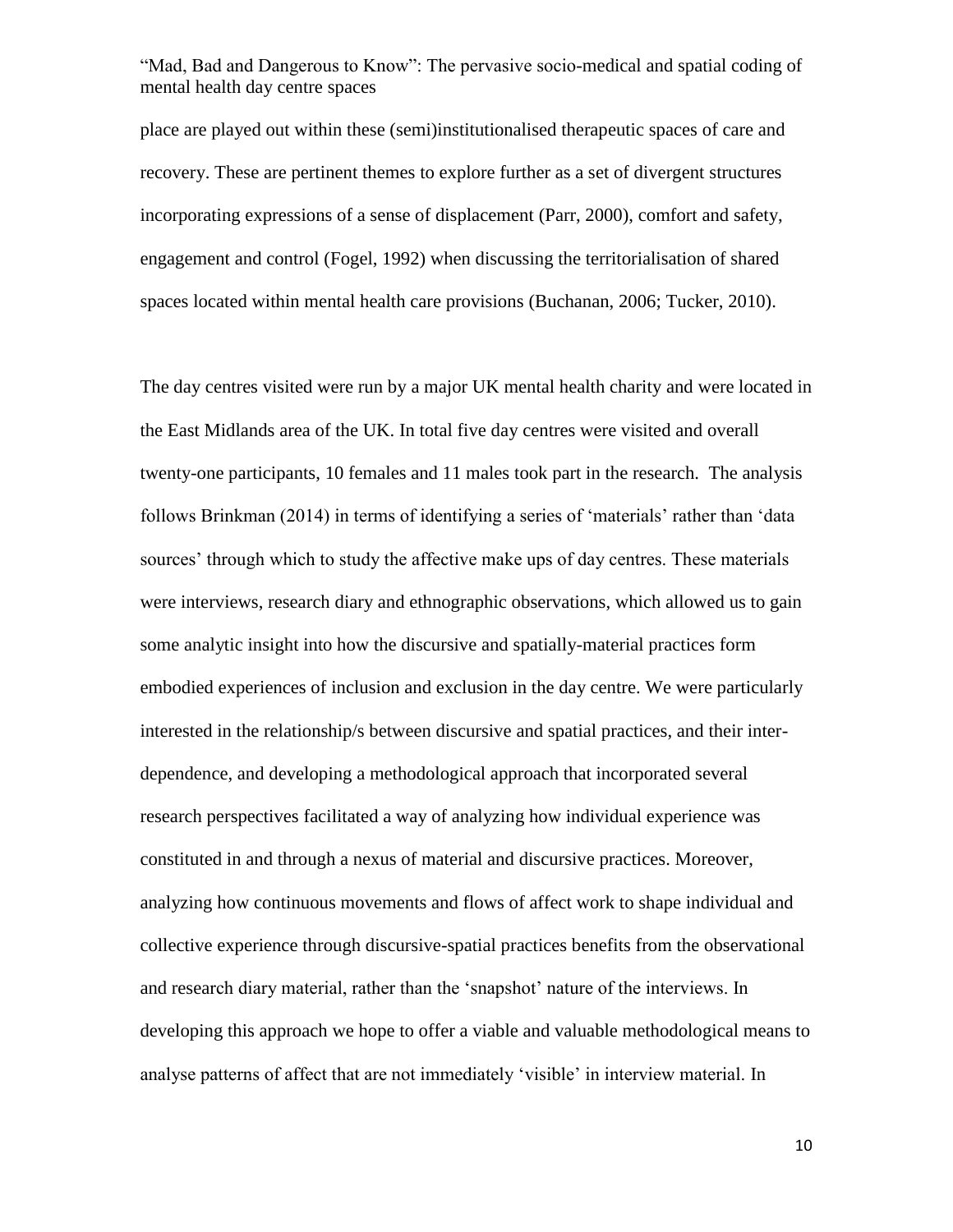place are played out within these (semi)institutionalised therapeutic spaces of care and recovery. These are pertinent themes to explore further as a set of divergent structures incorporating expressions of a sense of displacement (Parr, 2000), comfort and safety, engagement and control (Fogel, 1992) when discussing the territorialisation of shared spaces located within mental health care provisions (Buchanan, 2006; Tucker, 2010).

The day centres visited were run by a major UK mental health charity and were located in the East Midlands area of the UK. In total five day centres were visited and overall twenty-one participants, 10 females and 11 males took part in the research. The analysis follows Brinkman (2014) in terms of identifying a series of 'materials' rather than 'data sources' through which to study the affective make ups of day centres. These materials were interviews, research diary and ethnographic observations, which allowed us to gain some analytic insight into how the discursive and spatially-material practices form embodied experiences of inclusion and exclusion in the day centre. We were particularly interested in the relationship/s between discursive and spatial practices, and their inter-dependence, and developing a methodological approach that incorporated several research perspectives facilitated a way of analyzing how individual experience was constituted in and through a nexus of material and discursive practices. Moreover, analyzing how continuous movements and flows of affect work to shape individual and collective experience through discursive-spatial practices benefits from the observational and research diary material, rather than the 'snapshot' nature of the interviews. In developing this approach we hope to offer a viable and valuable methodological means to analyse patterns of affect that are not immediately 'visible' in interview material. In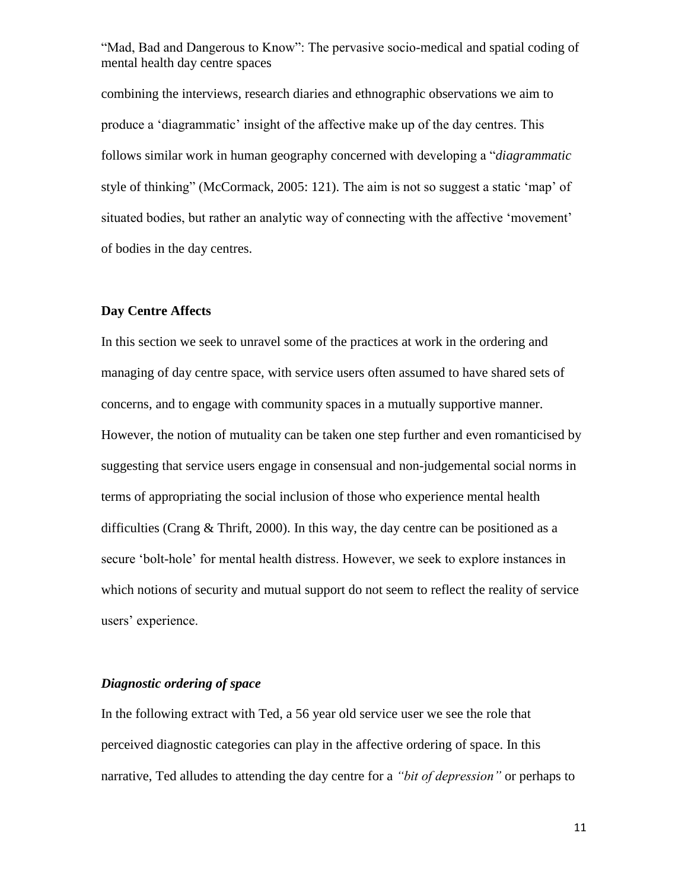combining the interviews, research diaries and ethnographic observations we aim to produce a 'diagrammatic' insight of the affective make up of the day centres. This follows similar work in human geography concerned with developing a "*diagrammatic* style of thinking" (McCormack, 2005: 121). The aim is not so suggest a static 'map' of situated bodies, but rather an analytic way of connecting with the affective 'movement' of bodies in the day centres.

## Day Centre Affects

In this section we seek to unravel some of the practices at work in the ordering and managing of day centre space, with service users often assumed to have shared sets of concerns, and to engage with community spaces in a mutually supportive manner. However, the notion of mutuality can be taken one step further and even romanticised by suggesting that service users engage in consensual and non-judgemental social norms in terms of appropriating the social inclusion of those who experience mental health difficulties (Crang & Thrift, 2000). In this way, the day centre can be positioned as a secure 'bolt-hole' for mental health distress. However, we seek to explore instances in which notions of security and mutual support do not seem to reflect the reality of service users' experience.

### *Diagnostic ordering of space*

In the following extract with Ted, a 56 year old service user we see the role that perceived diagnostic categories can play in the affective ordering of space. In this narrative, Ted alludes to attending the day centre for a *"bit of depression"* or perhaps to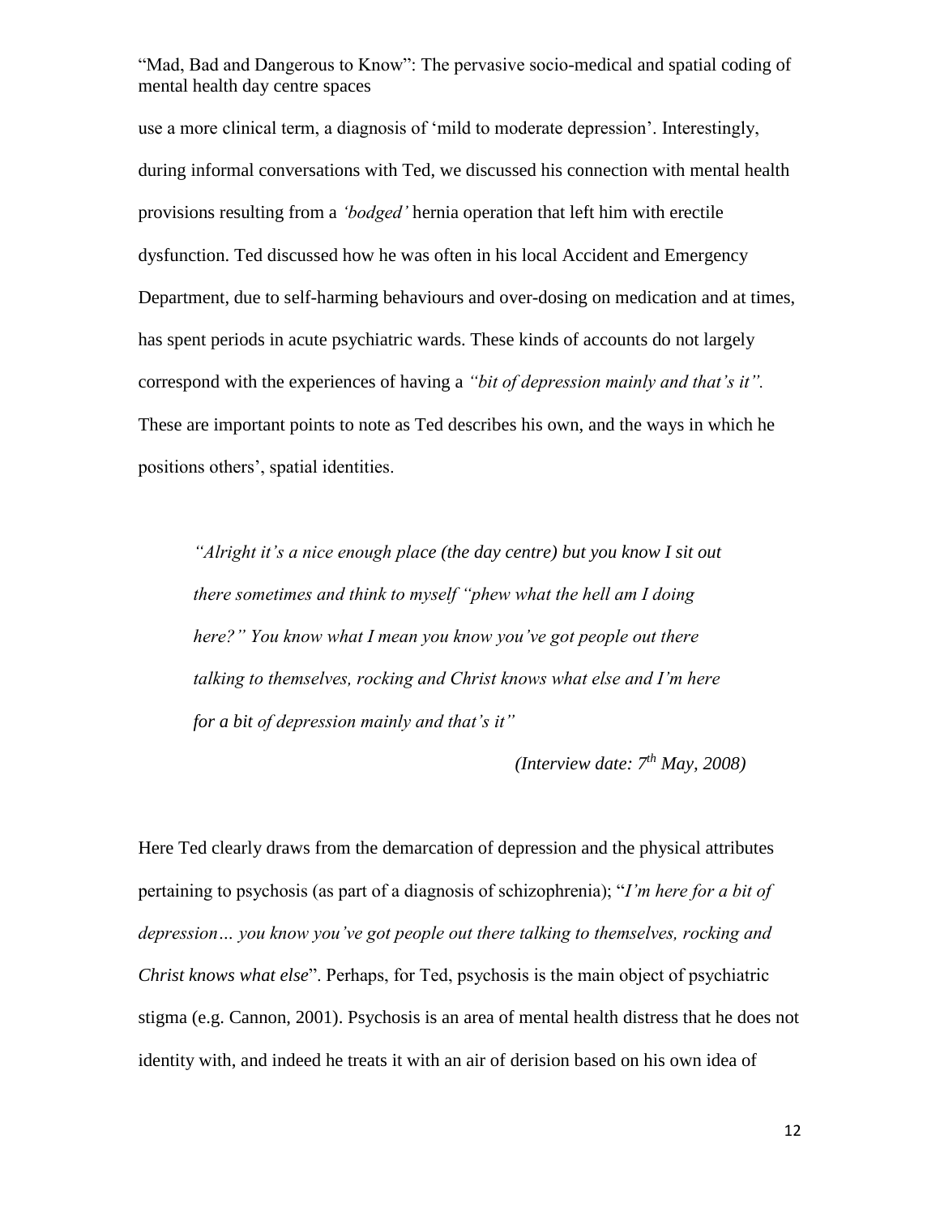use a more clinical term, a diagnosis of 'mild to moderate depression'. Interestingly, during informal conversations with Ted, we discussed his connection with mental health provisions resulting from a *'bodged'* hernia operation that left him with erectile dysfunction. Ted discussed how he was often in his local Accident and Emergency Department, due to self-harming behaviours and over-dosing on medication and at times, has spent periods in acute psychiatric wards. These kinds of accounts do not largely correspond with the experiences of having a *"bit of depression mainly and that's it".* These are important points to note as Ted describes his own, and the ways in which he positions others', spatial identities.

> *"Alright it's a nice enough place (the day centre) but you know I sit out there sometimes and think to myself "phew what the hell am I doing here?" You know what I mean you know you've got people out there talking to themselves, rocking and Christ knows what else and I'm here for a bit of depression mainly and that's it"*
>
> *(Interview date: 7th May, 2008)*

Here Ted clearly draws from the demarcation of depression and the physical attributes pertaining to psychosis (as part of a diagnosis of schizophrenia); "*I'm here for a bit of depression… you know you've got people out there talking to themselves, rocking and Christ knows what else*". Perhaps, for Ted, psychosis is the main object of psychiatric stigma (e.g. Cannon, 2001). Psychosis is an area of mental health distress that he does not identity with, and indeed he treats it with an air of derision based on his own idea of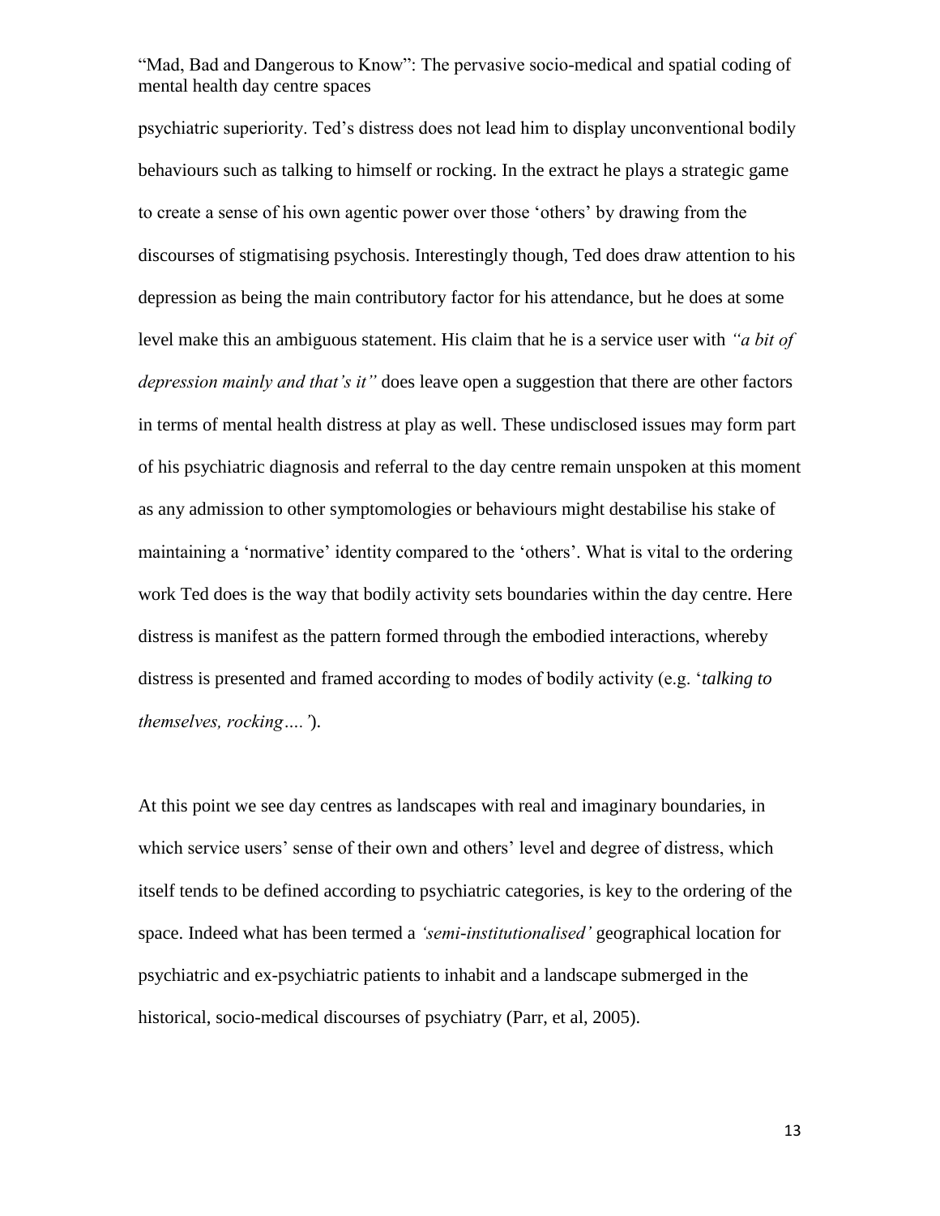psychiatric superiority. Ted's distress does not lead him to display unconventional bodily behaviours such as talking to himself or rocking. In the extract he plays a strategic game to create a sense of his own agentic power over those 'others' by drawing from the discourses of stigmatising psychosis. Interestingly though, Ted does draw attention to his depression as being the main contributory factor for his attendance, but he does at some level make this an ambiguous statement. His claim that he is a service user with *"a bit of depression mainly and that's it"* does leave open a suggestion that there are other factors in terms of mental health distress at play as well. These undisclosed issues may form part of his psychiatric diagnosis and referral to the day centre remain unspoken at this moment as any admission to other symptomologies or behaviours might destabilise his stake of maintaining a 'normative' identity compared to the 'others'. What is vital to the ordering work Ted does is the way that bodily activity sets boundaries within the day centre. Here distress is manifest as the pattern formed through the embodied interactions, whereby distress is presented and framed according to modes of bodily activity (e.g. '*talking to themselves, rocking….'*).

At this point we see day centres as landscapes with real and imaginary boundaries, in which service users' sense of their own and others' level and degree of distress, which itself tends to be defined according to psychiatric categories, is key to the ordering of the space. Indeed what has been termed a *'semi-institutionalised'* geographical location for psychiatric and ex-psychiatric patients to inhabit and a landscape submerged in the historical, socio-medical discourses of psychiatry (Parr, et al, 2005).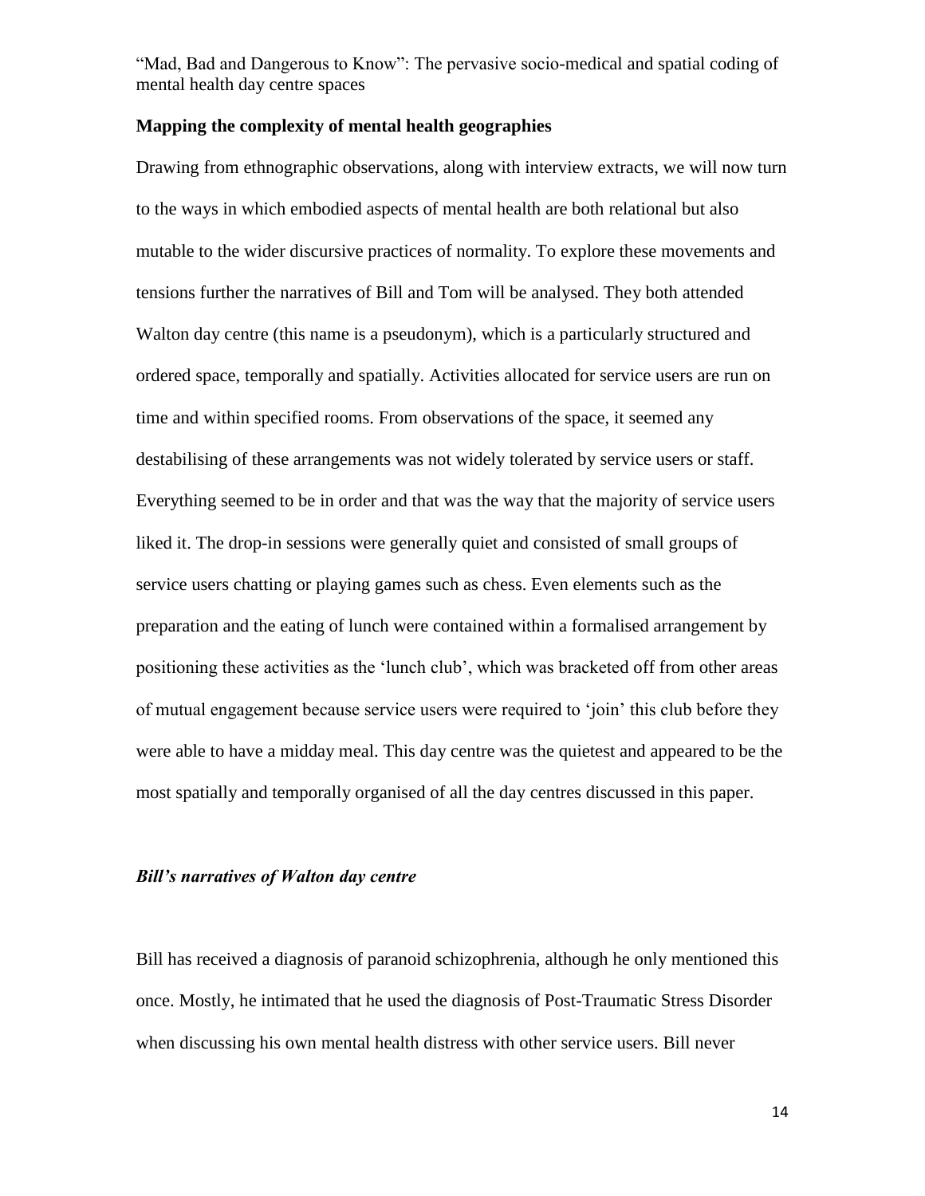## Mapping the complexity of mental health geographies

Drawing from ethnographic observations, along with interview extracts, we will now turn to the ways in which embodied aspects of mental health are both relational but also mutable to the wider discursive practices of normality. To explore these movements and tensions further the narratives of Bill and Tom will be analysed. They both attended Walton day centre (this name is a pseudonym), which is a particularly structured and ordered space, temporally and spatially. Activities allocated for service users are run on time and within specified rooms. From observations of the space, it seemed any destabilising of these arrangements was not widely tolerated by service users or staff. Everything seemed to be in order and that was the way that the majority of service users liked it. The drop-in sessions were generally quiet and consisted of small groups of service users chatting or playing games such as chess. Even elements such as the preparation and the eating of lunch were contained within a formalised arrangement by positioning these activities as the 'lunch club', which was bracketed off from other areas of mutual engagement because service users were required to 'join' this club before they were able to have a midday meal. This day centre was the quietest and appeared to be the most spatially and temporally organised of all the day centres discussed in this paper.

### *Bill's narratives of Walton day centre*

Bill has received a diagnosis of paranoid schizophrenia, although he only mentioned this once. Mostly, he intimated that he used the diagnosis of Post-Traumatic Stress Disorder when discussing his own mental health distress with other service users. Bill never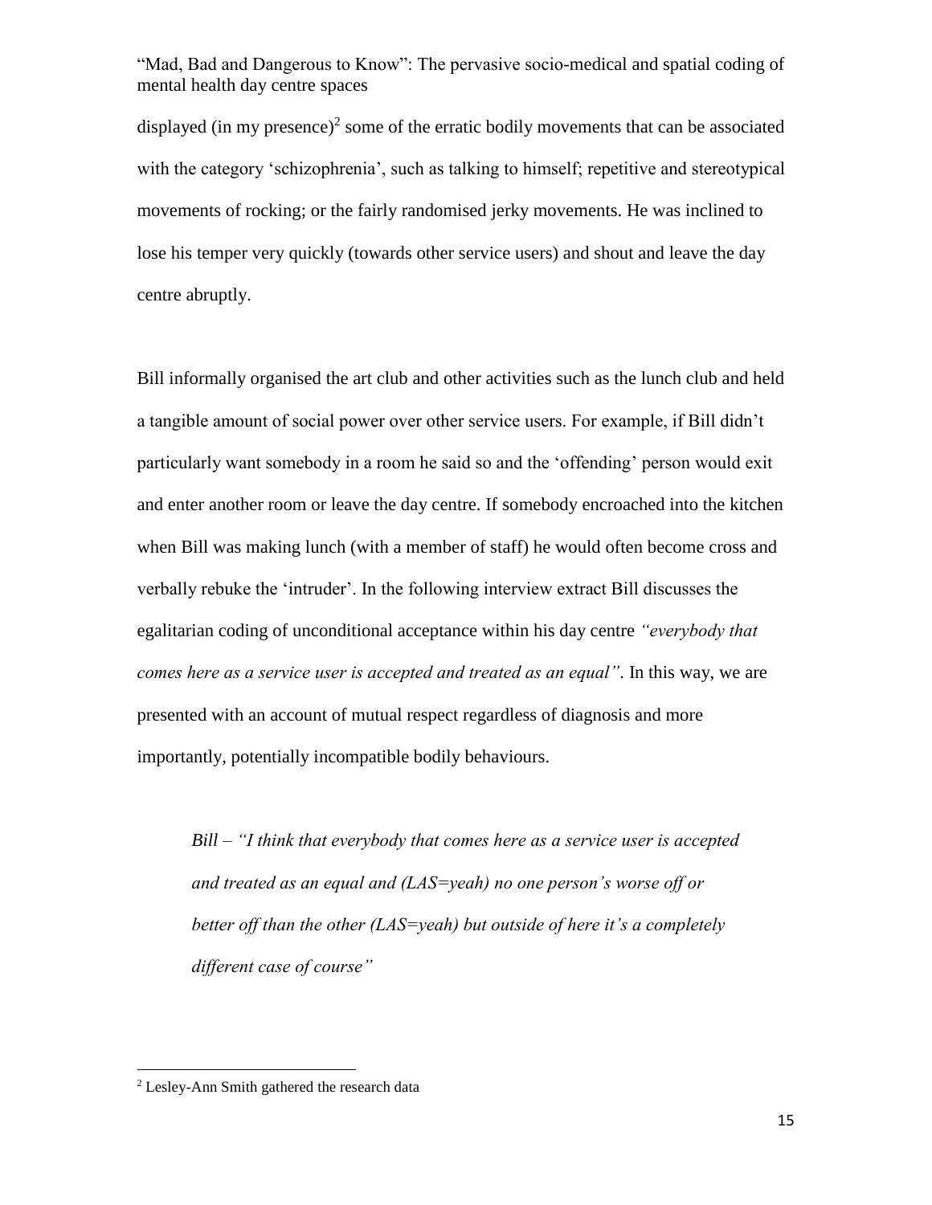displayed (in my presence)[2] some of the erratic bodily movements that can be associated with the category 'schizophrenia', such as talking to himself; repetitive and stereotypical movements of rocking; or the fairly randomised jerky movements. He was inclined to lose his temper very quickly (towards other service users) and shout and leave the day centre abruptly.

Bill informally organised the art club and other activities such as the lunch club and held a tangible amount of social power over other service users. For example, if Bill didn't particularly want somebody in a room he said so and the 'offending' person would exit and enter another room or leave the day centre. If somebody encroached into the kitchen when Bill was making lunch (with a member of staff) he would often become cross and verbally rebuke the 'intruder'. In the following interview extract Bill discusses the egalitarian coding of unconditional acceptance within his day centre *"everybody that comes here as a service user is accepted and treated as an equal"*. In this way, we are presented with an account of mutual respect regardless of diagnosis and more importantly, potentially incompatible bodily behaviours.

> *Bill – "I think that everybody that comes here as a service user is accepted and treated as an equal and (LAS=yeah) no one person's worse off or better off than the other (LAS=yeah) but outside of here it's a completely different case of course"*

[2] Lesley-Ann Smith gathered the research data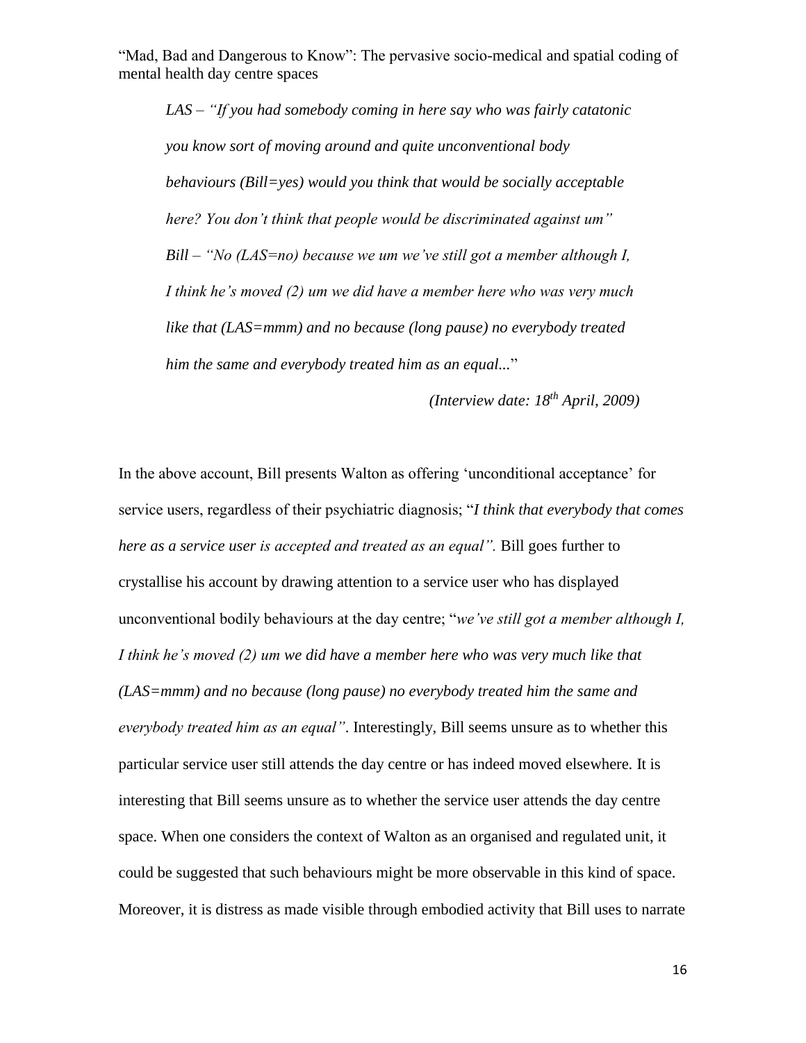*LAS – "If you had somebody coming in here say who was fairly catatonic you know sort of moving around and quite unconventional body behaviours (Bill=yes) would you think that would be socially acceptable here? You don't think that people would be discriminated against um"*
*Bill – "No (LAS=no) because we um we've still got a member although I, I think he's moved (2) um we did have a member here who was very much like that (LAS=mmm) and no because (long pause) no everybody treated him the same and everybody treated him as an equal...*"

*(Interview date: 18th April, 2009)*

In the above account, Bill presents Walton as offering 'unconditional acceptance' for service users, regardless of their psychiatric diagnosis; "*I think that everybody that comes here as a service user is accepted and treated as an equal".* Bill goes further to crystallise his account by drawing attention to a service user who has displayed unconventional bodily behaviours at the day centre; "*we've still got a member although I, I think he's moved (2) um we did have a member here who was very much like that (LAS=mmm) and no because (long pause) no everybody treated him the same and everybody treated him as an equal"*. Interestingly, Bill seems unsure as to whether this particular service user still attends the day centre or has indeed moved elsewhere. It is interesting that Bill seems unsure as to whether the service user attends the day centre space. When one considers the context of Walton as an organised and regulated unit, it could be suggested that such behaviours might be more observable in this kind of space. Moreover, it is distress as made visible through embodied activity that Bill uses to narrate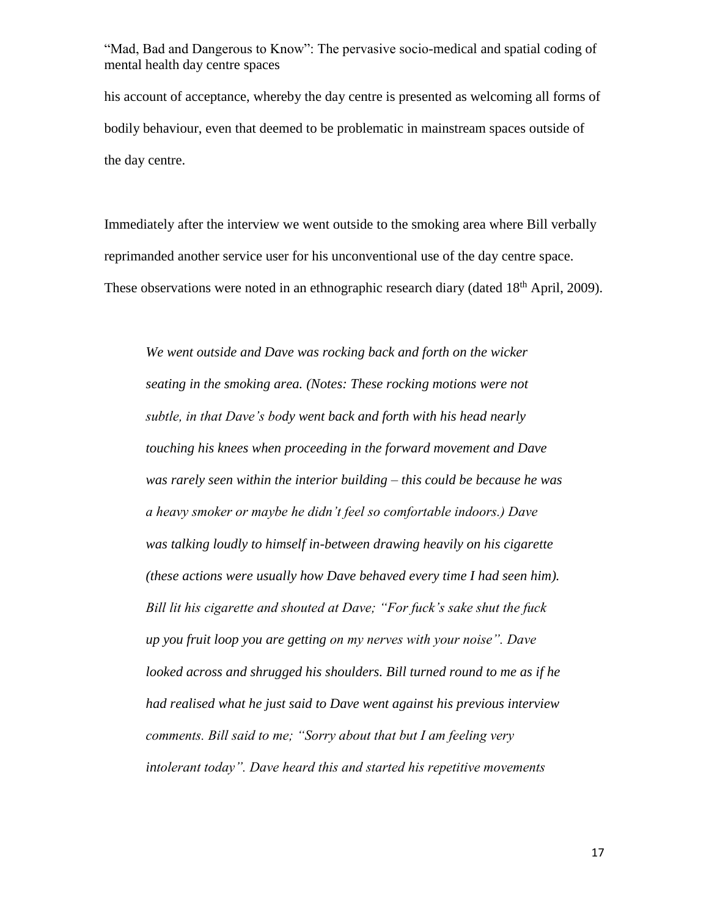his account of acceptance, whereby the day centre is presented as welcoming all forms of bodily behaviour, even that deemed to be problematic in mainstream spaces outside of the day centre.

Immediately after the interview we went outside to the smoking area where Bill verbally reprimanded another service user for his unconventional use of the day centre space. These observations were noted in an ethnographic research diary (dated 18th April, 2009).

> *We went outside and Dave was rocking back and forth on the wicker seating in the smoking area. (Notes: These rocking motions were not subtle, in that Dave's body went back and forth with his head nearly touching his knees when proceeding in the forward movement and Dave was rarely seen within the interior building – this could be because he was a heavy smoker or maybe he didn't feel so comfortable indoors.) Dave was talking loudly to himself in-between drawing heavily on his cigarette (these actions were usually how Dave behaved every time I had seen him). Bill lit his cigarette and shouted at Dave; "For fuck's sake shut the fuck up you fruit loop you are getting on my nerves with your noise". Dave looked across and shrugged his shoulders. Bill turned round to me as if he had realised what he just said to Dave went against his previous interview comments. Bill said to me; "Sorry about that but I am feeling very intolerant today". Dave heard this and started his repetitive movements*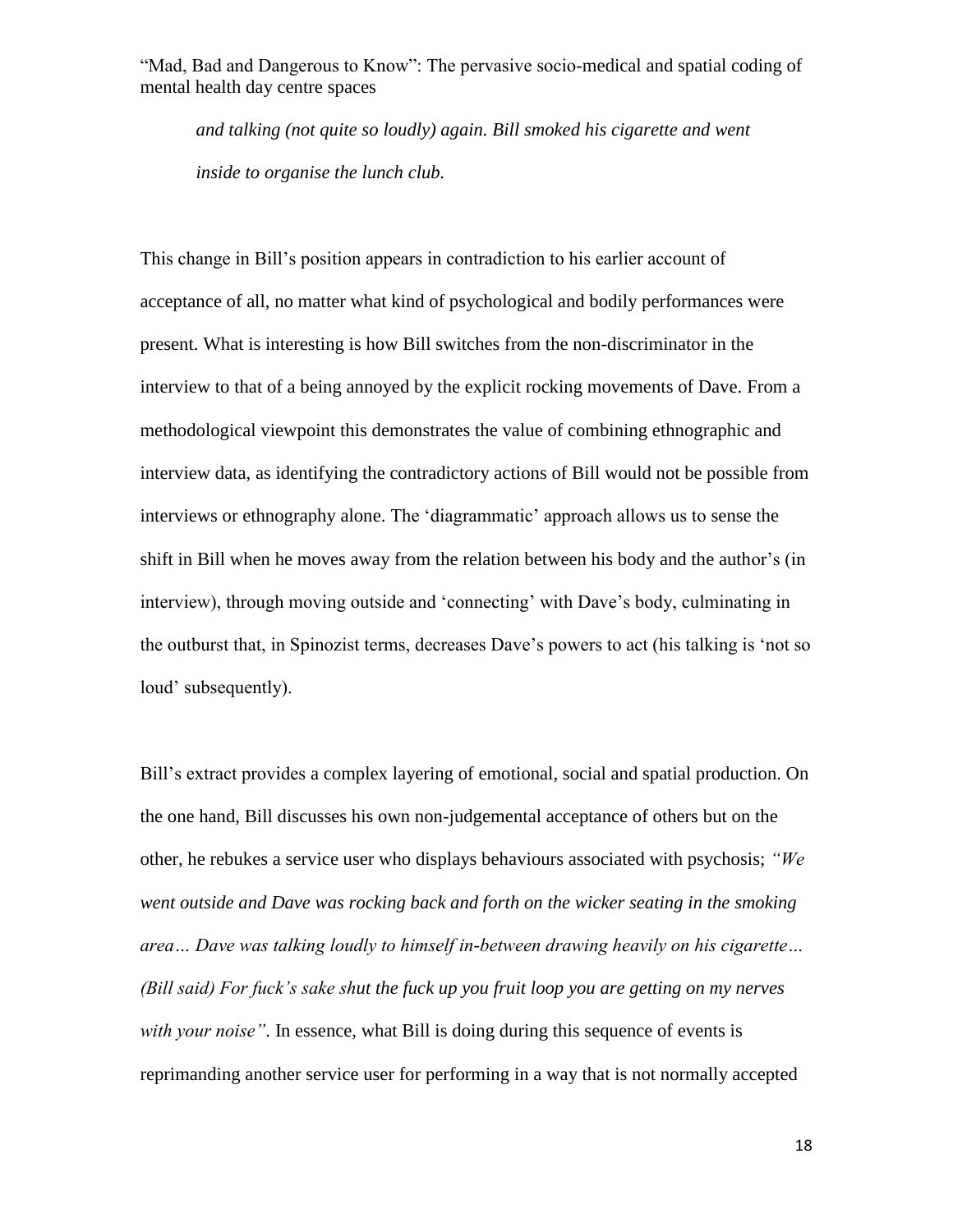*and talking (not quite so loudly) again. Bill smoked his cigarette and went inside to organise the lunch club.*

This change in Bill's position appears in contradiction to his earlier account of acceptance of all, no matter what kind of psychological and bodily performances were present. What is interesting is how Bill switches from the non-discriminator in the interview to that of a being annoyed by the explicit rocking movements of Dave. From a methodological viewpoint this demonstrates the value of combining ethnographic and interview data, as identifying the contradictory actions of Bill would not be possible from interviews or ethnography alone. The 'diagrammatic' approach allows us to sense the shift in Bill when he moves away from the relation between his body and the author's (in interview), through moving outside and 'connecting' with Dave's body, culminating in the outburst that, in Spinozist terms, decreases Dave's powers to act (his talking is 'not so loud' subsequently).

Bill's extract provides a complex layering of emotional, social and spatial production. On the one hand, Bill discusses his own non-judgemental acceptance of others but on the other, he rebukes a service user who displays behaviours associated with psychosis; *"We went outside and Dave was rocking back and forth on the wicker seating in the smoking area… Dave was talking loudly to himself in-between drawing heavily on his cigarette… (Bill said) For fuck's sake shut the fuck up you fruit loop you are getting on my nerves with your noise"*. In essence, what Bill is doing during this sequence of events is reprimanding another service user for performing in a way that is not normally accepted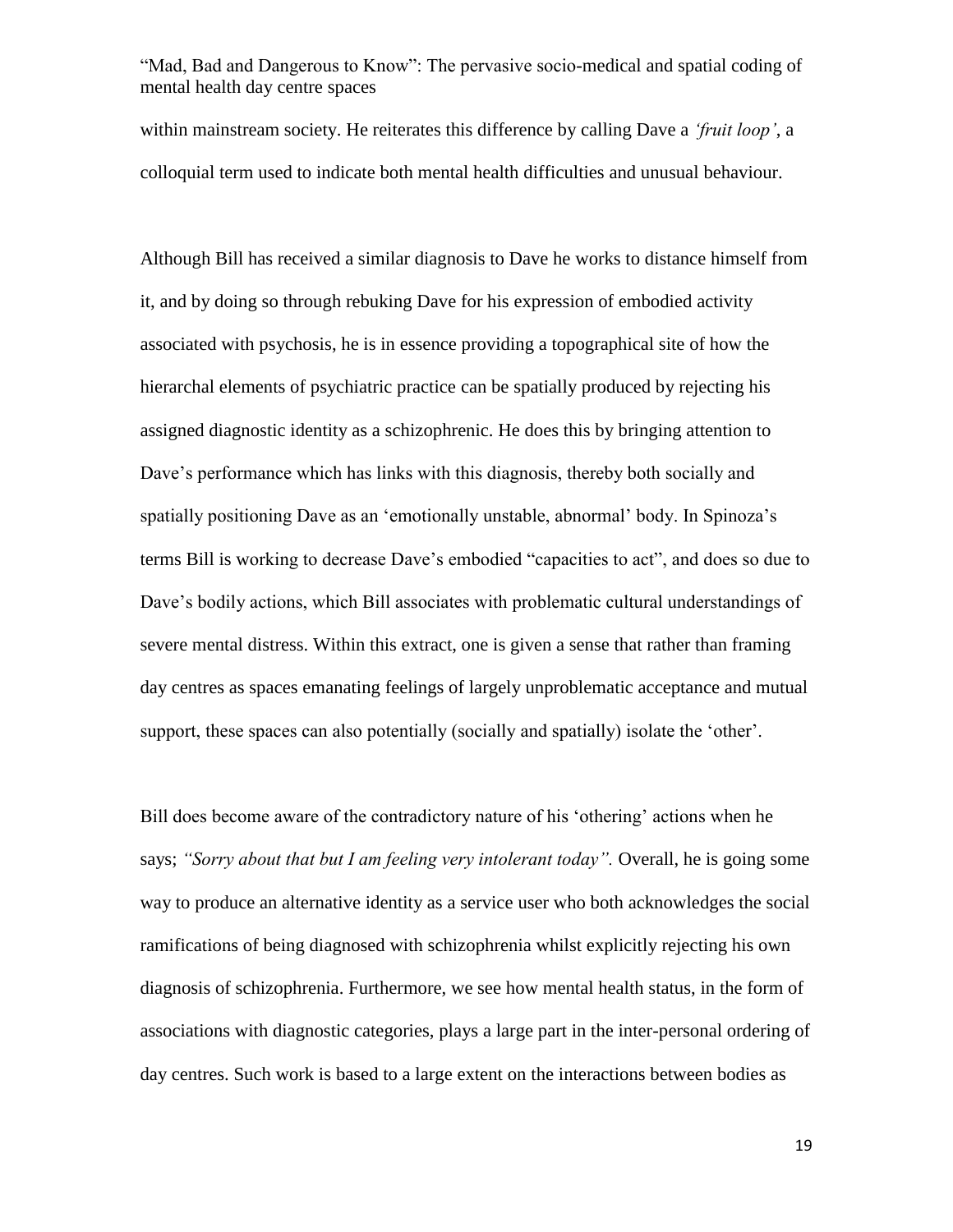within mainstream society. He reiterates this difference by calling Dave a *'fruit loop'*, a colloquial term used to indicate both mental health difficulties and unusual behaviour.

Although Bill has received a similar diagnosis to Dave he works to distance himself from it, and by doing so through rebuking Dave for his expression of embodied activity associated with psychosis, he is in essence providing a topographical site of how the hierarchal elements of psychiatric practice can be spatially produced by rejecting his assigned diagnostic identity as a schizophrenic. He does this by bringing attention to Dave's performance which has links with this diagnosis, thereby both socially and spatially positioning Dave as an 'emotionally unstable, abnormal' body. In Spinoza's terms Bill is working to decrease Dave's embodied "capacities to act", and does so due to Dave's bodily actions, which Bill associates with problematic cultural understandings of severe mental distress. Within this extract, one is given a sense that rather than framing day centres as spaces emanating feelings of largely unproblematic acceptance and mutual support, these spaces can also potentially (socially and spatially) isolate the 'other'.

Bill does become aware of the contradictory nature of his 'othering' actions when he says; *"Sorry about that but I am feeling very intolerant today".* Overall, he is going some way to produce an alternative identity as a service user who both acknowledges the social ramifications of being diagnosed with schizophrenia whilst explicitly rejecting his own diagnosis of schizophrenia. Furthermore, we see how mental health status, in the form of associations with diagnostic categories, plays a large part in the inter-personal ordering of day centres. Such work is based to a large extent on the interactions between bodies as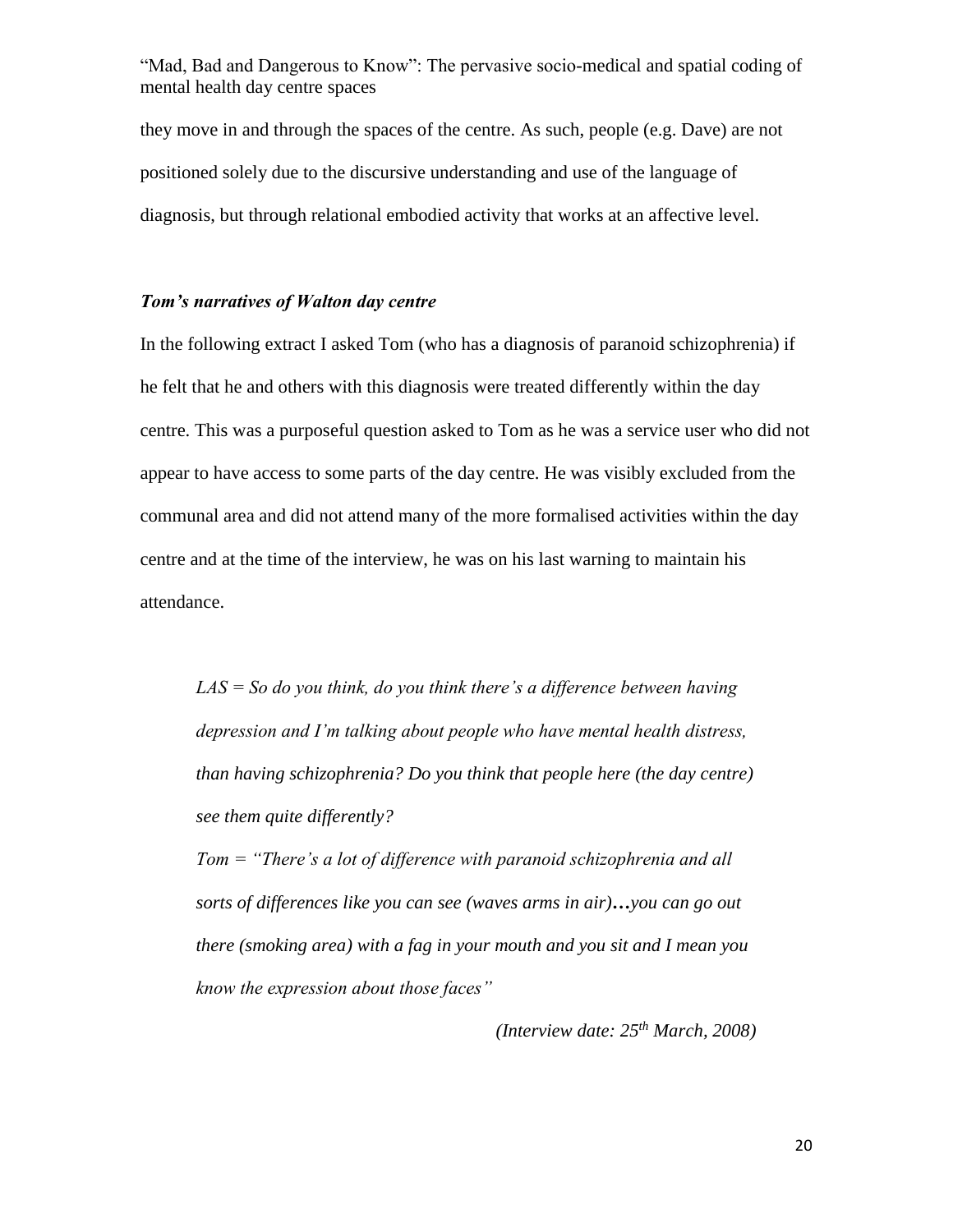they move in and through the spaces of the centre. As such, people (e.g. Dave) are not positioned solely due to the discursive understanding and use of the language of diagnosis, but through relational embodied activity that works at an affective level.

### *Tom's narratives of Walton day centre*

In the following extract I asked Tom (who has a diagnosis of paranoid schizophrenia) if he felt that he and others with this diagnosis were treated differently within the day centre. This was a purposeful question asked to Tom as he was a service user who did not appear to have access to some parts of the day centre. He was visibly excluded from the communal area and did not attend many of the more formalised activities within the day centre and at the time of the interview, he was on his last warning to maintain his attendance.

> *LAS = So do you think, do you think there's a difference between having depression and I'm talking about people who have mental health distress, than having schizophrenia? Do you think that people here (the day centre) see them quite differently?*
>
> *Tom = "There's a lot of difference with paranoid schizophrenia and all sorts of differences like you can see (waves arms in air)…you can go out there (smoking area) with a fag in your mouth and you sit and I mean you know the expression about those faces"*
>
> *(Interview date: 25th March, 2008)*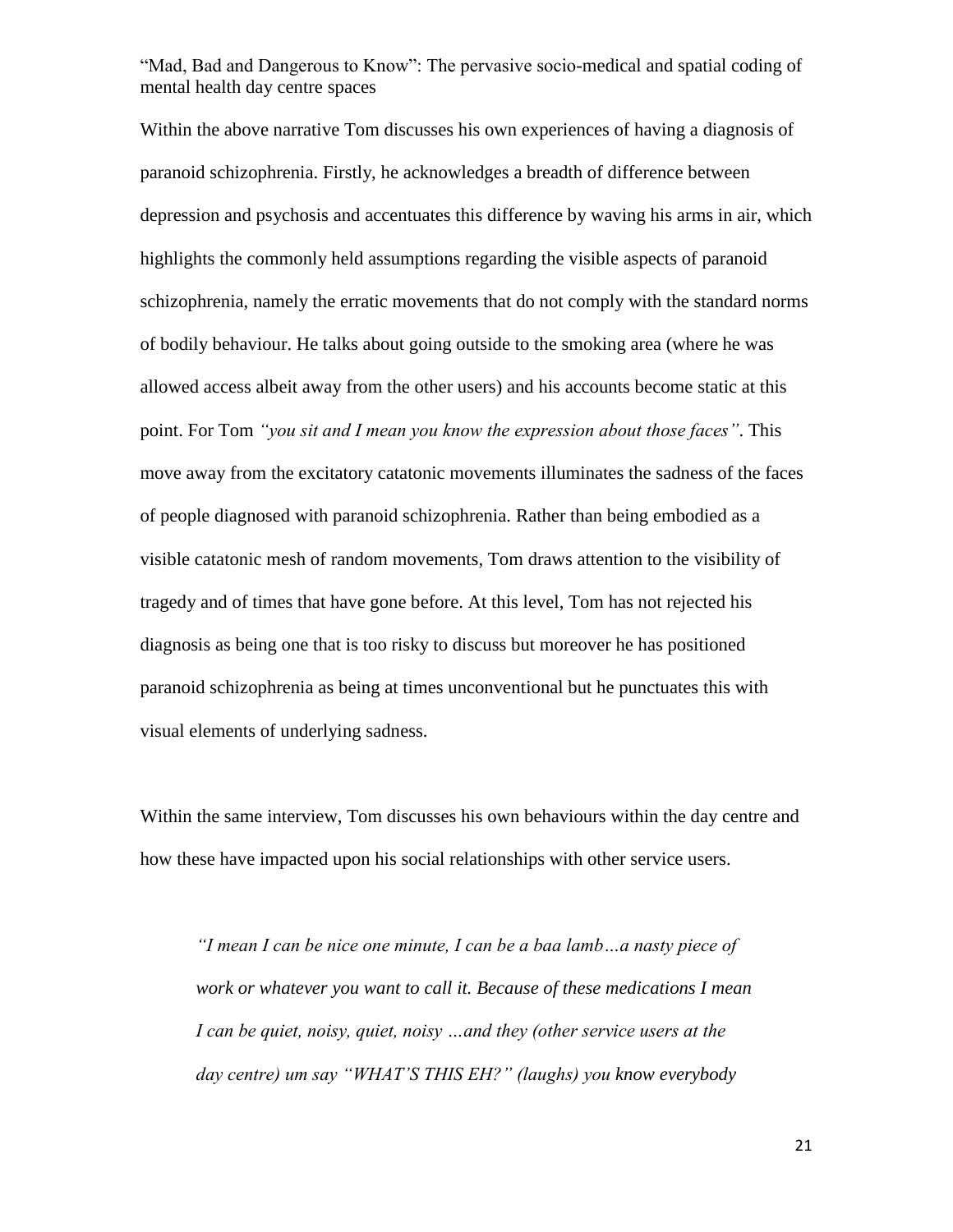Within the above narrative Tom discusses his own experiences of having a diagnosis of paranoid schizophrenia. Firstly, he acknowledges a breadth of difference between depression and psychosis and accentuates this difference by waving his arms in air, which highlights the commonly held assumptions regarding the visible aspects of paranoid schizophrenia, namely the erratic movements that do not comply with the standard norms of bodily behaviour. He talks about going outside to the smoking area (where he was allowed access albeit away from the other users) and his accounts become static at this point. For Tom *"you sit and I mean you know the expression about those faces"*. This move away from the excitatory catatonic movements illuminates the sadness of the faces of people diagnosed with paranoid schizophrenia. Rather than being embodied as a visible catatonic mesh of random movements, Tom draws attention to the visibility of tragedy and of times that have gone before. At this level, Tom has not rejected his diagnosis as being one that is too risky to discuss but moreover he has positioned paranoid schizophrenia as being at times unconventional but he punctuates this with visual elements of underlying sadness.

Within the same interview, Tom discusses his own behaviours within the day centre and how these have impacted upon his social relationships with other service users.

> *"I mean I can be nice one minute, I can be a baa lamb…a nasty piece of work or whatever you want to call it. Because of these medications I mean I can be quiet, noisy, quiet, noisy …and they (other service users at the day centre) um say "WHAT'S THIS EH?" (laughs) you know everybody*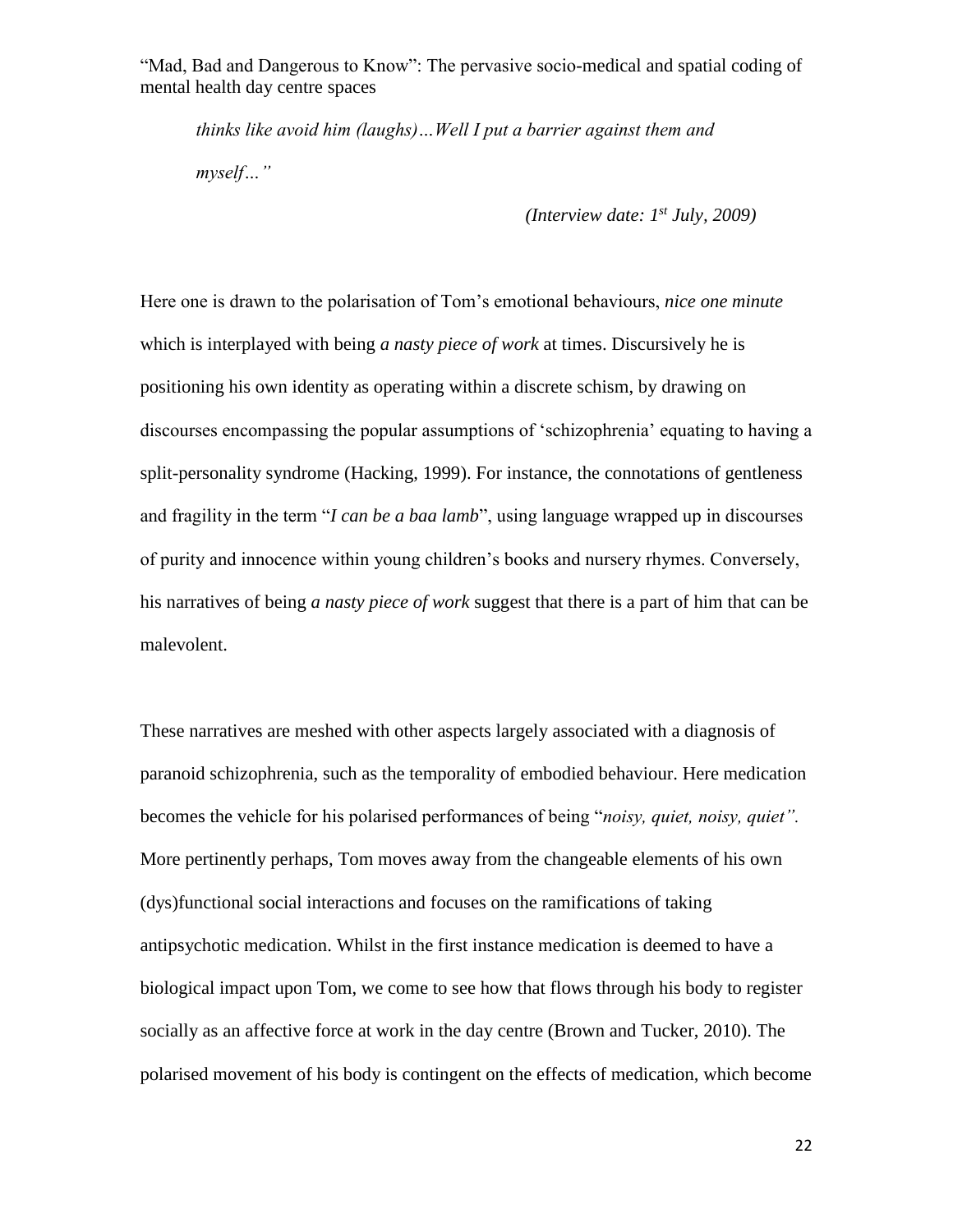> *thinks like avoid him (laughs)…Well I put a barrier against them and myself…"*
>
> *(Interview date: 1st July, 2009)*

Here one is drawn to the polarisation of Tom's emotional behaviours, *nice one minute* which is interplayed with being *a nasty piece of work* at times. Discursively he is positioning his own identity as operating within a discrete schism, by drawing on discourses encompassing the popular assumptions of 'schizophrenia' equating to having a split-personality syndrome (Hacking, 1999). For instance, the connotations of gentleness and fragility in the term "*I can be a baa lamb*", using language wrapped up in discourses of purity and innocence within young children's books and nursery rhymes. Conversely, his narratives of being *a nasty piece of work* suggest that there is a part of him that can be malevolent.

These narratives are meshed with other aspects largely associated with a diagnosis of paranoid schizophrenia, such as the temporality of embodied behaviour. Here medication becomes the vehicle for his polarised performances of being "*noisy, quiet, noisy, quiet".* More pertinently perhaps, Tom moves away from the changeable elements of his own (dys)functional social interactions and focuses on the ramifications of taking antipsychotic medication. Whilst in the first instance medication is deemed to have a biological impact upon Tom, we come to see how that flows through his body to register socially as an affective force at work in the day centre (Brown and Tucker, 2010). The polarised movement of his body is contingent on the effects of medication, which become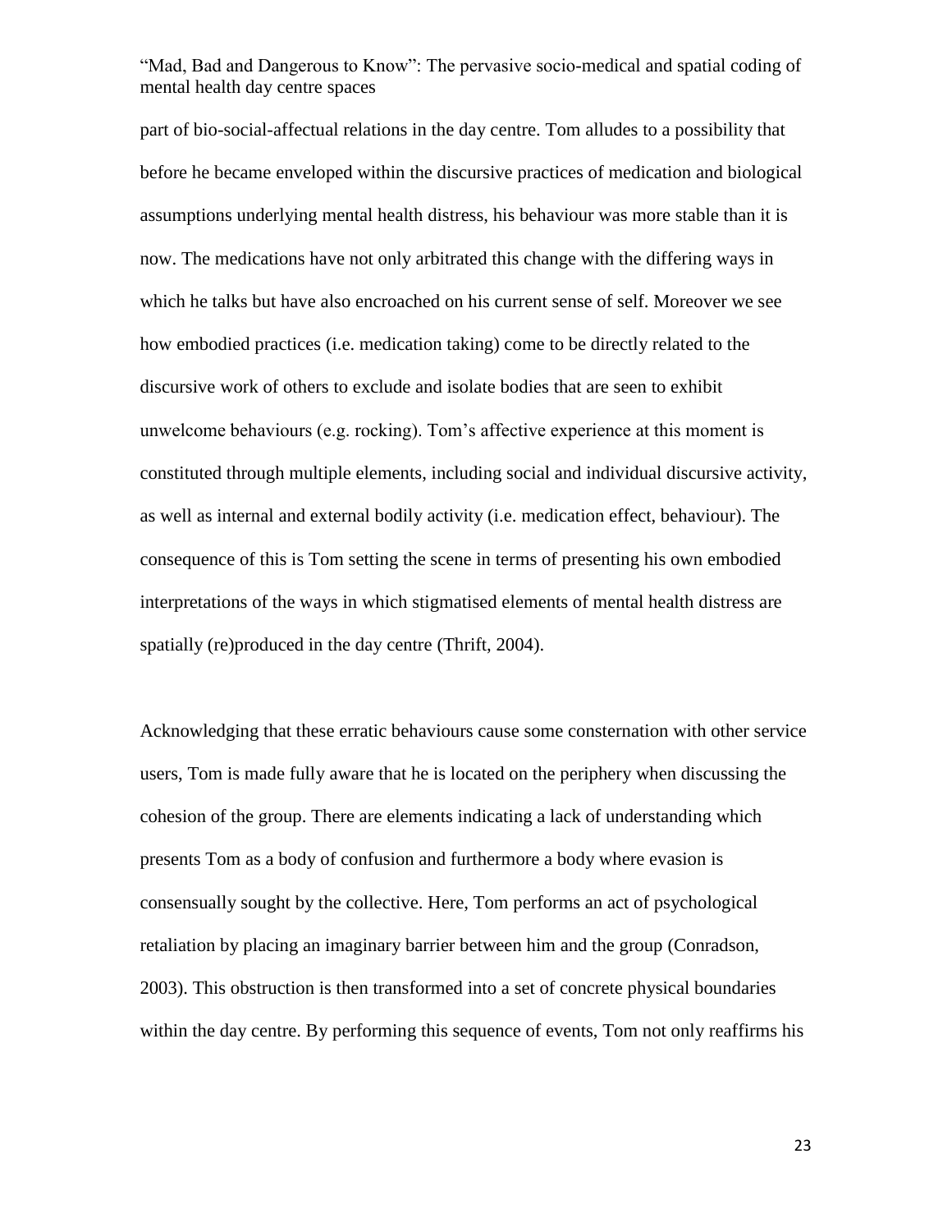part of bio-social-affectual relations in the day centre. Tom alludes to a possibility that before he became enveloped within the discursive practices of medication and biological assumptions underlying mental health distress, his behaviour was more stable than it is now. The medications have not only arbitrated this change with the differing ways in which he talks but have also encroached on his current sense of self. Moreover we see how embodied practices (i.e. medication taking) come to be directly related to the discursive work of others to exclude and isolate bodies that are seen to exhibit unwelcome behaviours (e.g. rocking). Tom's affective experience at this moment is constituted through multiple elements, including social and individual discursive activity, as well as internal and external bodily activity (i.e. medication effect, behaviour). The consequence of this is Tom setting the scene in terms of presenting his own embodied interpretations of the ways in which stigmatised elements of mental health distress are spatially (re)produced in the day centre (Thrift, 2004).

Acknowledging that these erratic behaviours cause some consternation with other service users, Tom is made fully aware that he is located on the periphery when discussing the cohesion of the group. There are elements indicating a lack of understanding which presents Tom as a body of confusion and furthermore a body where evasion is consensually sought by the collective. Here, Tom performs an act of psychological retaliation by placing an imaginary barrier between him and the group (Conradson, 2003). This obstruction is then transformed into a set of concrete physical boundaries within the day centre. By performing this sequence of events, Tom not only reaffirms his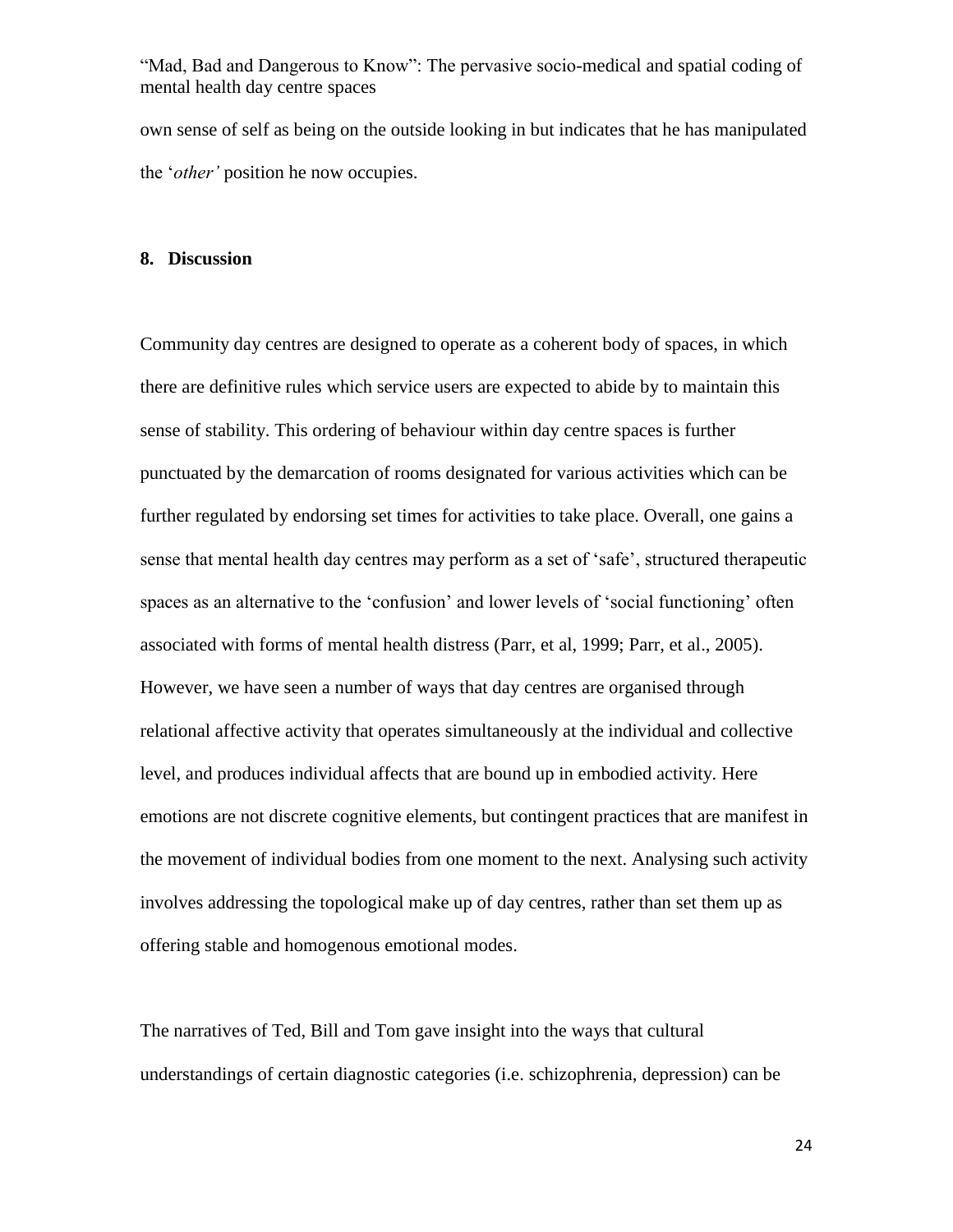own sense of self as being on the outside looking in but indicates that he has manipulated the '*other'* position he now occupies.

## 8. Discussion

Community day centres are designed to operate as a coherent body of spaces, in which there are definitive rules which service users are expected to abide by to maintain this sense of stability. This ordering of behaviour within day centre spaces is further punctuated by the demarcation of rooms designated for various activities which can be further regulated by endorsing set times for activities to take place. Overall, one gains a sense that mental health day centres may perform as a set of 'safe', structured therapeutic spaces as an alternative to the 'confusion' and lower levels of 'social functioning' often associated with forms of mental health distress (Parr, et al, 1999; Parr, et al., 2005). However, we have seen a number of ways that day centres are organised through relational affective activity that operates simultaneously at the individual and collective level, and produces individual affects that are bound up in embodied activity. Here emotions are not discrete cognitive elements, but contingent practices that are manifest in the movement of individual bodies from one moment to the next. Analysing such activity involves addressing the topological make up of day centres, rather than set them up as offering stable and homogenous emotional modes.

The narratives of Ted, Bill and Tom gave insight into the ways that cultural understandings of certain diagnostic categories (i.e. schizophrenia, depression) can be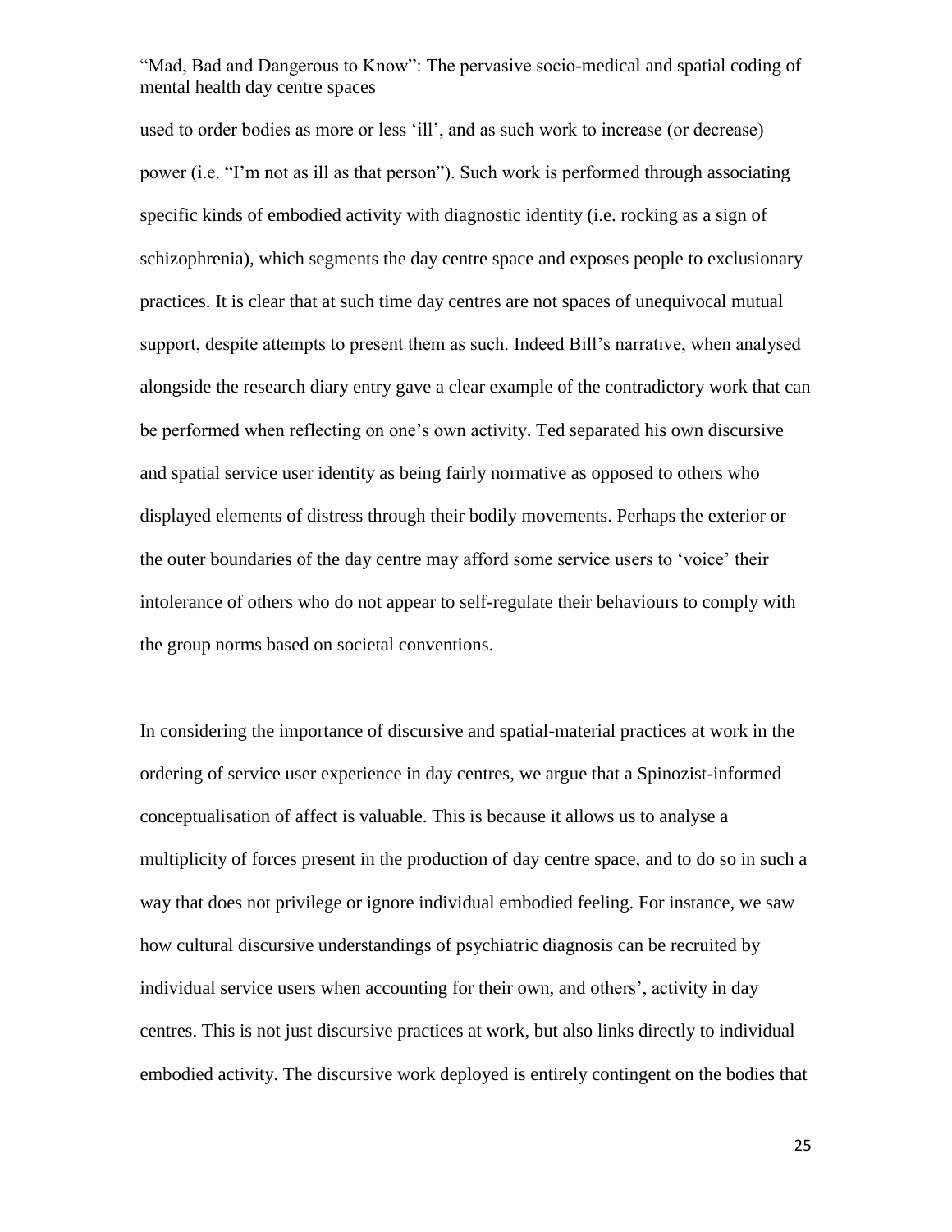used to order bodies as more or less 'ill', and as such work to increase (or decrease) power (i.e. "I'm not as ill as that person"). Such work is performed through associating specific kinds of embodied activity with diagnostic identity (i.e. rocking as a sign of schizophrenia), which segments the day centre space and exposes people to exclusionary practices. It is clear that at such time day centres are not spaces of unequivocal mutual support, despite attempts to present them as such. Indeed Bill's narrative, when analysed alongside the research diary entry gave a clear example of the contradictory work that can be performed when reflecting on one's own activity. Ted separated his own discursive and spatial service user identity as being fairly normative as opposed to others who displayed elements of distress through their bodily movements. Perhaps the exterior or the outer boundaries of the day centre may afford some service users to 'voice' their intolerance of others who do not appear to self-regulate their behaviours to comply with the group norms based on societal conventions.

In considering the importance of discursive and spatial-material practices at work in the ordering of service user experience in day centres, we argue that a Spinozist-informed conceptualisation of affect is valuable. This is because it allows us to analyse a multiplicity of forces present in the production of day centre space, and to do so in such a way that does not privilege or ignore individual embodied feeling. For instance, we saw how cultural discursive understandings of psychiatric diagnosis can be recruited by individual service users when accounting for their own, and others', activity in day centres. This is not just discursive practices at work, but also links directly to individual embodied activity. The discursive work deployed is entirely contingent on the bodies that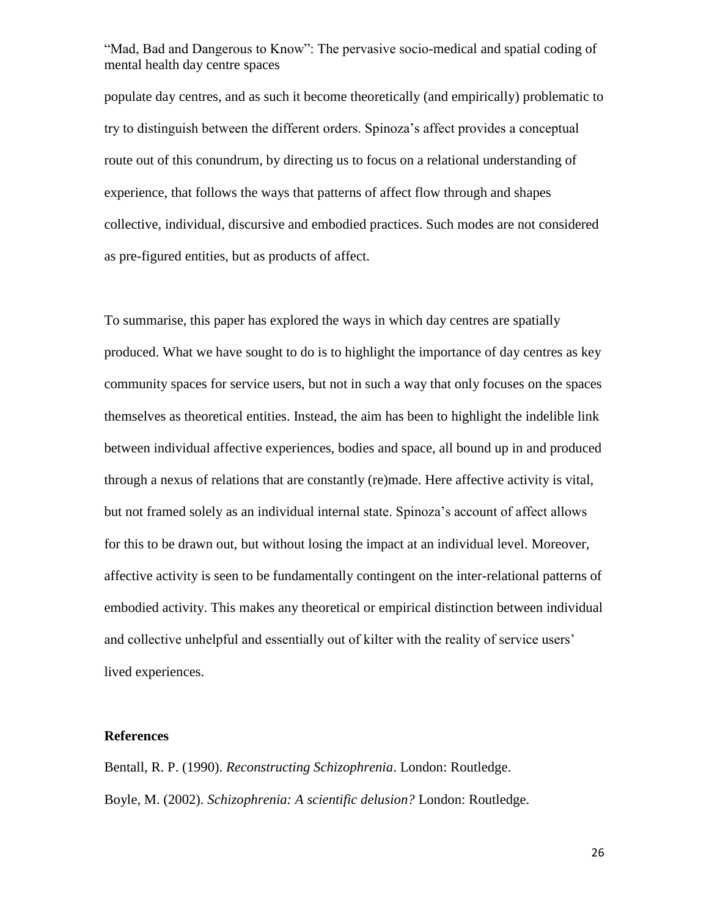populate day centres, and as such it become theoretically (and empirically) problematic to try to distinguish between the different orders. Spinoza's affect provides a conceptual route out of this conundrum, by directing us to focus on a relational understanding of experience, that follows the ways that patterns of affect flow through and shapes collective, individual, discursive and embodied practices. Such modes are not considered as pre-figured entities, but as products of affect.

To summarise, this paper has explored the ways in which day centres are spatially produced. What we have sought to do is to highlight the importance of day centres as key community spaces for service users, but not in such a way that only focuses on the spaces themselves as theoretical entities. Instead, the aim has been to highlight the indelible link between individual affective experiences, bodies and space, all bound up in and produced through a nexus of relations that are constantly (re)made. Here affective activity is vital, but not framed solely as an individual internal state. Spinoza's account of affect allows for this to be drawn out, but without losing the impact at an individual level. Moreover, affective activity is seen to be fundamentally contingent on the inter-relational patterns of embodied activity. This makes any theoretical or empirical distinction between individual and collective unhelpful and essentially out of kilter with the reality of service users' lived experiences.

## References

Bentall, R. P. (1990). *Reconstructing Schizophrenia*. London: Routledge.

Boyle, M. (2002). *Schizophrenia: A scientific delusion?* London: Routledge.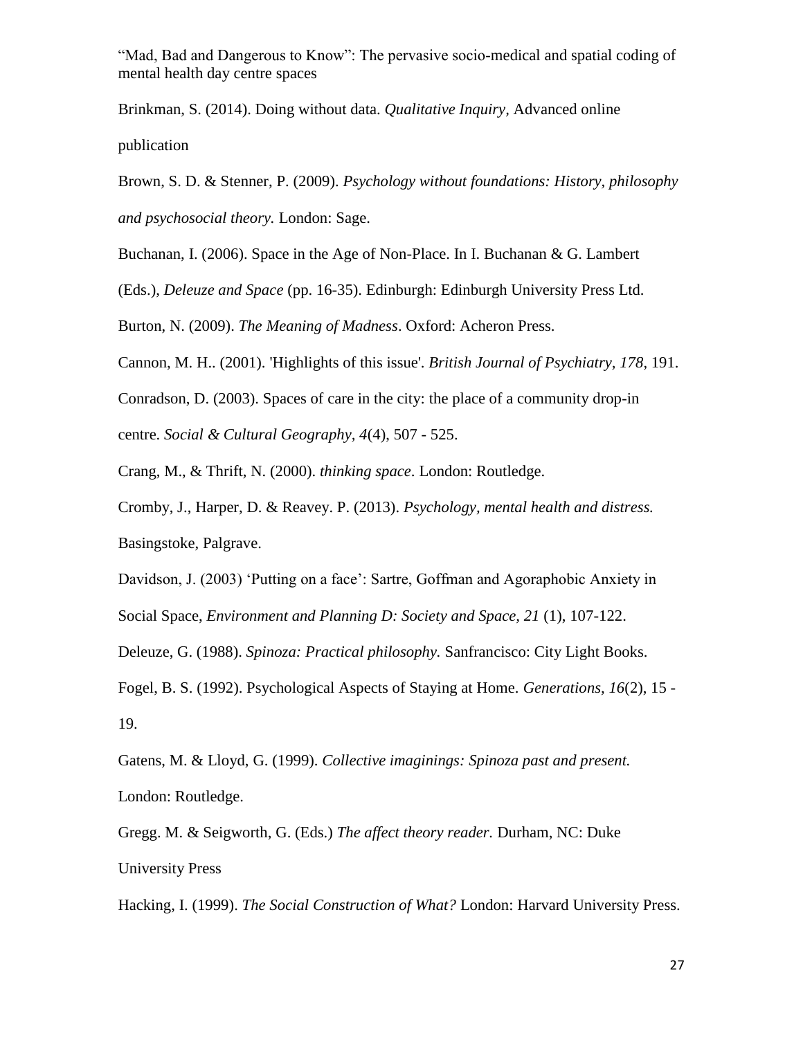Brinkman, S. (2014). Doing without data. *Qualitative Inquiry*, Advanced online publication

Brown, S. D. & Stenner, P. (2009). *Psychology without foundations: History, philosophy and psychosocial theory.* London: Sage.

Buchanan, I. (2006). Space in the Age of Non-Place. In I. Buchanan & G. Lambert (Eds.), *Deleuze and Space* (pp. 16-35). Edinburgh: Edinburgh University Press Ltd.

Burton, N. (2009). *The Meaning of Madness*. Oxford: Acheron Press.

Cannon, M. H.. (2001). 'Highlights of this issue'. *British Journal of Psychiatry, 178*, 191.

Conradson, D. (2003). Spaces of care in the city: the place of a community drop-in centre. *Social & Cultural Geography, 4*(4), 507 - 525.

Crang, M., & Thrift, N. (2000). *thinking space*. London: Routledge.

Cromby, J., Harper, D. & Reavey. P. (2013). *Psychology, mental health and distress.* Basingstoke, Palgrave.

Davidson, J. (2003) 'Putting on a face': Sartre, Goffman and Agoraphobic Anxiety in Social Space, *Environment and Planning D: Society and Space, 21* (1), 107-122.

Deleuze, G. (1988). *Spinoza: Practical philosophy.* Sanfrancisco: City Light Books.

Fogel, B. S. (1992). Psychological Aspects of Staying at Home. *Generations, 16*(2), 15 - 19.

Gatens, M. & Lloyd, G. (1999). *Collective imaginings: Spinoza past and present.* London: Routledge.

Gregg. M. & Seigworth, G. (Eds.) *The affect theory reader.* Durham, NC: Duke University Press

Hacking, I. (1999). *The Social Construction of What?* London: Harvard University Press.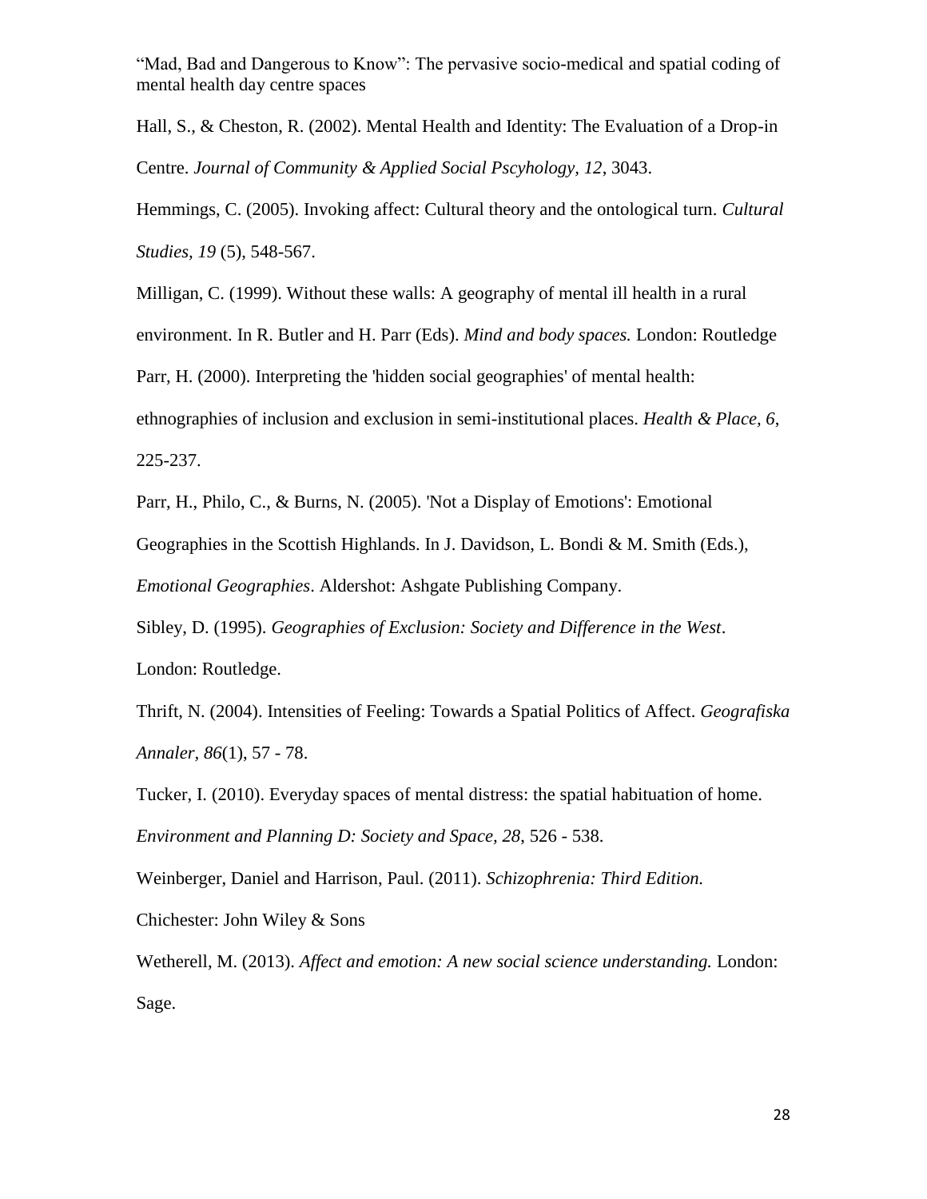Hall, S., & Cheston, R. (2002). Mental Health and Identity: The Evaluation of a Drop-in Centre. *Journal of Community & Applied Social Pscyhology*, *12*, 3043.

Hemmings, C. (2005). Invoking affect: Cultural theory and the ontological turn. *Cultural Studies, 19* (5), 548-567.

Milligan, C. (1999). Without these walls: A geography of mental ill health in a rural environment. In R. Butler and H. Parr (Eds). *Mind and body spaces.* London: Routledge

Parr, H. (2000). Interpreting the 'hidden social geographies' of mental health: ethnographies of inclusion and exclusion in semi-institutional places. *Health & Place, 6*, 225-237.

Parr, H., Philo, C., & Burns, N. (2005). 'Not a Display of Emotions': Emotional Geographies in the Scottish Highlands. In J. Davidson, L. Bondi & M. Smith (Eds.), *Emotional Geographies*. Aldershot: Ashgate Publishing Company.

Sibley, D. (1995). *Geographies of Exclusion: Society and Difference in the West*. London: Routledge.

Thrift, N. (2004). Intensities of Feeling: Towards a Spatial Politics of Affect. *Geografiska Annaler*, *86*(1), 57 - 78.

Tucker, I. (2010). Everyday spaces of mental distress: the spatial habituation of home. *Environment and Planning D: Society and Space, 28*, 526 - 538.

Weinberger, Daniel and Harrison, Paul. (2011). *Schizophrenia: Third Edition.* Chichester: John Wiley & Sons

Wetherell, M. (2013). *Affect and emotion: A new social science understanding.* London: Sage.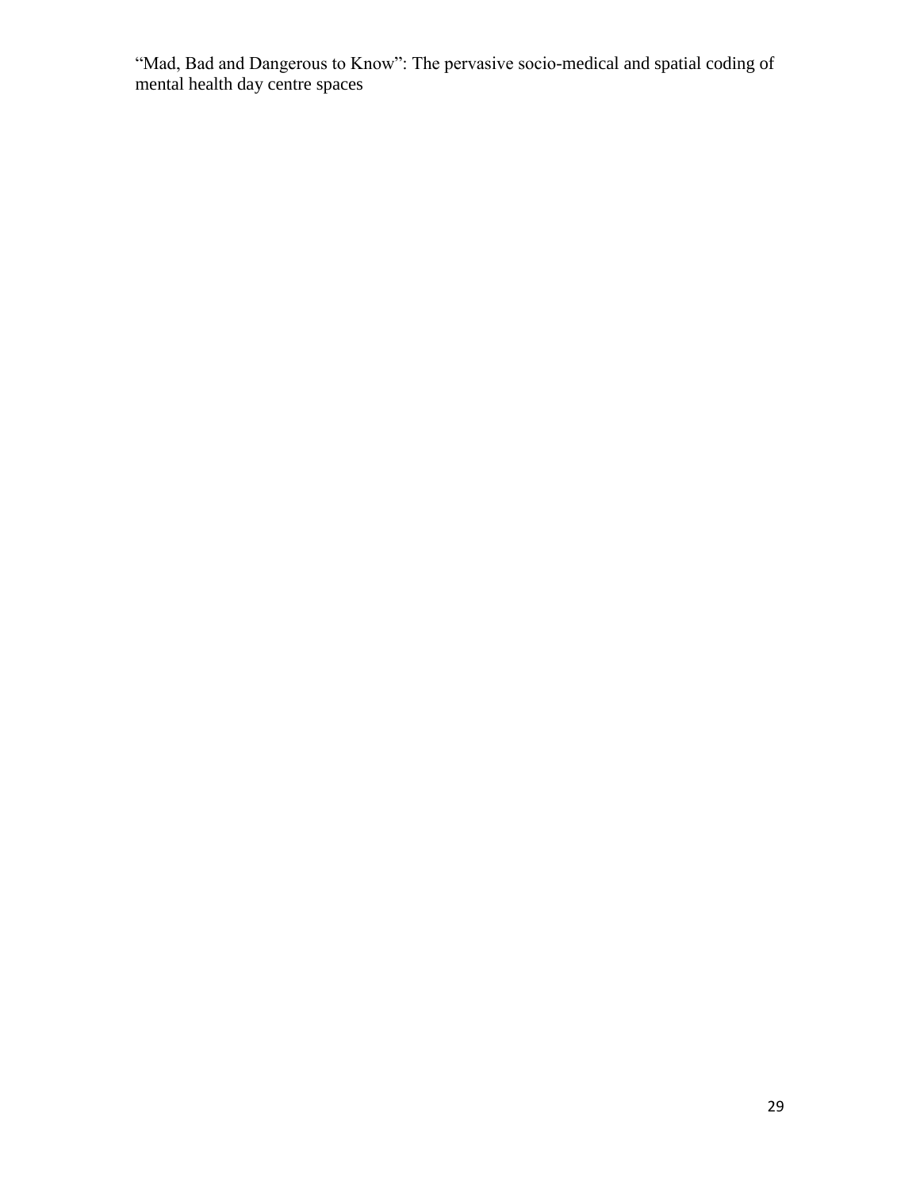"Mad, Bad and Dangerous to Know": The pervasive socio-medical and spatial coding of mental health day centre spaces